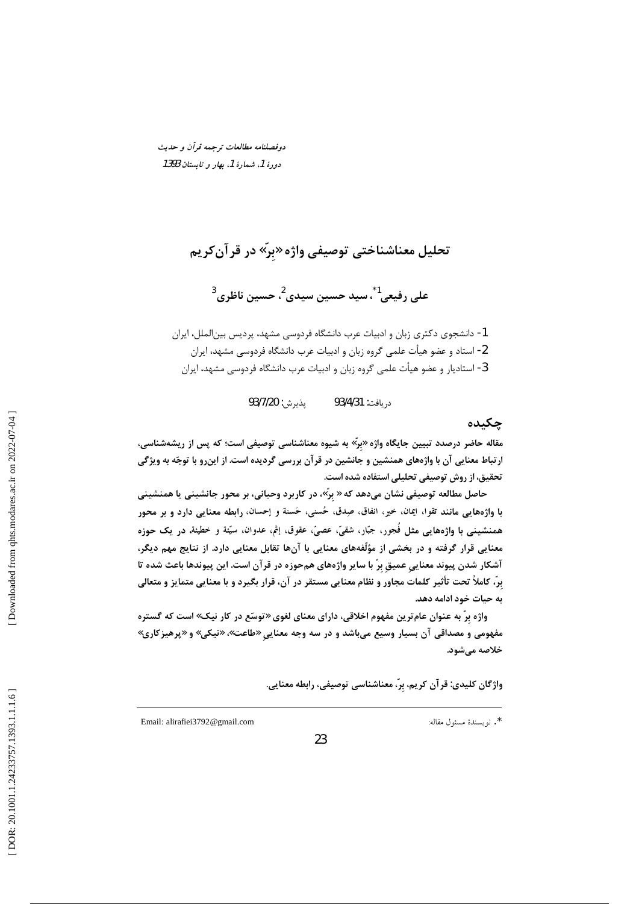دوفصلنامه مطالعات ترجمه قرآن و حدیث
دورهٔ 1، شمارهٔ 1، بهار و تابستان 1393

# تحلیل معناشناختی توصیفی واژه «بِرّ» در قرآن‌کریم

**علی رفیعی[1]*، سید حسین سیدی[2]، حسین ناظری[3]**

1- دانشجوی دکتری زبان و ادبیات عرب دانشگاه فردوسی مشهد، پردیس بین‌الملل، ایران
2- استاد و عضو هیأت علمی گروه زبان و ادبیات عرب دانشگاه فردوسی مشهد، ایران
3- استادیار و عضو هیأت علمی گروه زبان و ادبیات عرب دانشگاه فردوسی مشهد، ایران

دریافت: 93/4/31 پذیرش: 93/7/20

## چکیده

**مقاله حاضر درصدد تبیین جایگاه واژه «بِرّ» به شیوه معناشناسی توصیفی است؛ که پس از ریشه‌شناسی، ارتباط معنایی آن با واژه‌های همنشین و جانشین در قرآن بررسی گردیده است. از این‌رو با توجّه به ویژگی تحقیق، از روش توصیفی تحلیلی استفاده شده است.**

**حاصل مطالعه توصیفی نشان می‌دهد که « بِرّ»، در کاربرد وحیانی، بر محور جانشینی یا همنشینی با واژه‌هایی مانند تقوا، ایمان، خیر، انفاق، صِدق، حُسنی، حَسنة و إحسان، رابطه معنایی دارد و بر محور همنشینی با واژه‌هایی مثل فُجور، جبّار، شقیّ، عصیّ، عقوق، إثم، عدوان، سیّئة و خطیئة، در یک حوزه معنایی قرار گرفته و در بخشی از مؤلّفه‌های معنایی با آن‌ها تقابل معنایی دارد. از نتایج مهم دیگر، آشکار شدن پیوند معنایی عمیقِ بِرّ با سایر واژه‌های هم‌حوزه در قرآن است. این پیوندها باعث شده تا بِرّ، کاملاً تحت تأثیر کلمات مجاور و نظام معنایی مستقر در آن، قرار بگیرد و با معنایی متمایز و متعالی به حیات خود ادامه دهد.**

**واژه بِرّ به عنوان عام‌ترین مفهوم اخلاقی، دارای معنای لغوی «توسّع در کار نیک» است که گستره مفهومی و مصداقی آن بسیار وسیع می‌باشد و در سه وجه معناییِ «طاعت»، «نیکی» و «پرهیزکاری» خلاصه می‌شود.**

**واژگان کلیدی: قرآن کریم، بِرّ، معناشناسی توصیفی، رابطه معنایی.**

---

*. نویسندهٔ مسئول مقاله: Email: alirafiei3792@gmail.com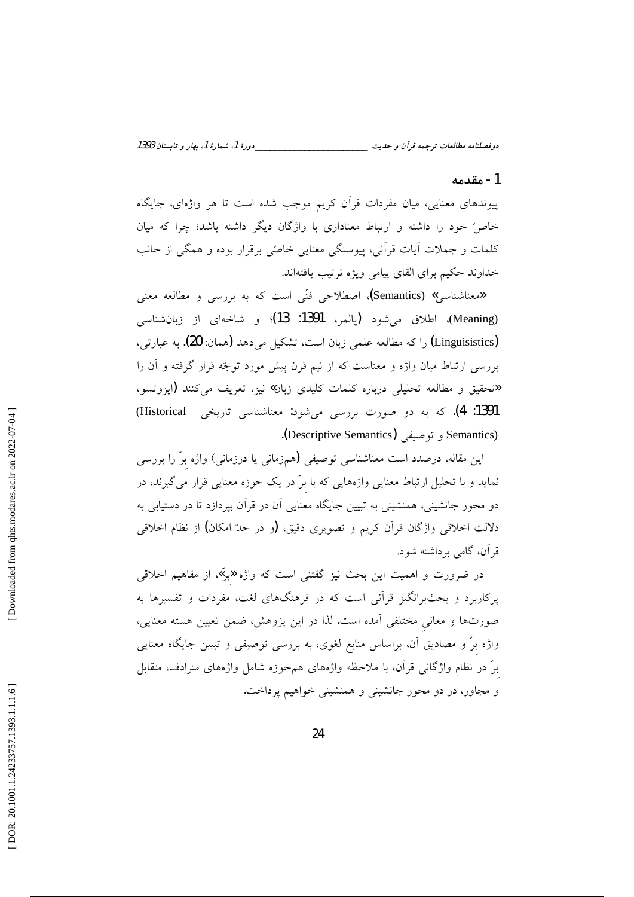## 1- مقدمه

پیوندهای معنایی، میان مفردات قرآن کریم موجب شده است تا هر واژه‌ای، جایگاه خاصّ خود را داشته و ارتباط معناداری با واژگان دیگر داشته باشد؛ چرا که میان کلمات و جملات آیات قرآنی، پیوستگی معنایی خاصّی برقرار بوده و همگی از جانب خداوند حکیم برای القای پیامی ویژه ترتیب یافته‌اند.

«معناشناسی» (Semantics)، اصطلاحی فنّی است که به بررسی و مطالعه معنی (Meaning)، اطلاق می‌شود (پالمر، 1391: 13)؛ و شاخه‌ای از زبان‌شناسی (Linguisistics) را که مطالعه علمی زبان است، تشکیل می‌دهد (همان: 20). به عبارتی، بررسی ارتباط میان واژه و معناست که از نیم قرن پیش مورد توجّه قرار گرفته و آن را «تحقیق و مطالعه تحلیلی درباره کلمات کلیدی زبان» نیز، تعریف می‌کنند (ایزوتسو، 1391: 4). که به دو صورت بررسی می‌شود: معناشناسی تاریخی (Historical Semantics) و توصیفی (Descriptive Semantics).

این مقاله، درصدد است معناشناسی توصیفی (هم‌زمانی یا درزمانی) واژه بِرّ را بررسی نماید و با تحلیل ارتباط معنایی واژه‌هایی که با بِرّ در یک حوزه معنایی قرار می‌گیرند، در دو محور جانشینی، همنشینی به تبیین جایگاه معنایی آن در قرآن بپردازد تا در دستیابی به دلالت اخلاقی واژگان قرآن کریم و تصویری دقیق، (و در حدّ امکان) از نظام اخلاقی قرآن، گامی برداشته شود.

در ضرورت و اهمیت این بحث نیز گفتنی است که واژه «بِرّ»، از مفاهیم اخلاقی پرکاربرد و بحث‌برانگیز قرآنی است که در فرهنگ‌های لغت، مفردات و تفسیرها به صورت‌ها و معانیِ مختلفی آمده است. لذا در این پژوهش، ضمن تعیین هسته معنایی، واژه بِرّ و مصادیق آن، براساس منابع لغوی، به بررسی توصیفی و تبیین جایگاه معنایی بِرّ در نظام واژگانی قرآن، با ملاحظه واژه‌های هم‌حوزه شامل واژه‌های مترادف، متقابل و مجاور، در دو محور جانشینی و همنشینی خواهیم پرداخت.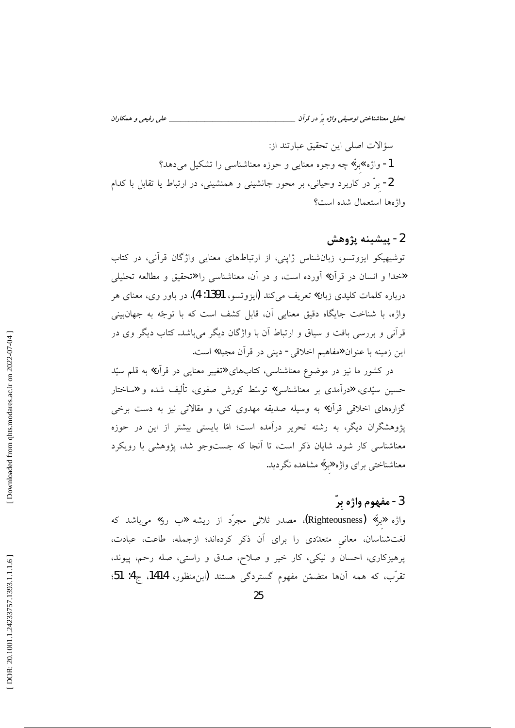سؤالات اصلی این تحقیق عبارتند از:

1- واژه «برّ» چه وجوه معنایی و حوزه معناشناسی را تشکیل می‌دهد؟

2- برّ در کاربرد وحیانی، بر محور جانشینی و همنشینی، در ارتباط یا تقابل با کدام واژه‌ها استعمال شده است؟

## 2- پیشینه پژوهش

توشیهیکو ایزوتسو، زبان‌شناس ژاپنی، از ارتباط‌های معنایی واژگان قرآنی، در کتاب «خدا و انسان در قرآن» آورده است، و در آن، معناشناسی را «تحقیق و مطالعه تحلیلی درباره کلمات کلیدی زبان» تعریف می‌کند (ایزوتسو، 1391: 4). در باور وی، معنای هر واژه، با شناخت جایگاه دقیق معنایی آن، قابل کشف است که با توجّه به جهان‌بینی قرآنی و بررسی بافت و سیاق و ارتباط آن با واژگان دیگر می‌باشد. کتاب دیگر وی در این زمینه با عنوان «مفاهیم اخلاقی- دینی در قرآن مجید» است.

در کشور ما نیز در موضوع معناشناسی، کتاب‌های «تغییر معنایی در قرآن» به قلم سیّد حسین سیّدی، «درآمدی بر معناشناسی» توسّط کورش صفوی، تألیف شده و «ساختار گزاره‌های اخلاقی قرآن» به وسیله صدیقه مهدوی کنی، و مقالاتی نیز به دست برخی پژوهشگران دیگر، به رشته تحریر درآمده است؛ امّا بایستی بیشتر از این در حوزه معناشناسی کار شود. شایان ذکر است، تا آنجا که جست‌وجو شد، پژوهشی با رویکرد معناشناختی برای واژه «برّ» مشاهده نگردید.

## 3- مفهوم واژه برّ

واژه «برّ» (Righteousness)، مصدر ثلاثی مجرّد از ریشه «ب رر» می‌باشد که لغت‌شناسان، معانیِ متعدّدی را برای آن ذکر کرده‌اند؛ ازجمله، طاعت، عبادت، پرهیزکاری، احسان و نیکی، کار خیر و صلاح، صدق و راستی، صله رحم، پیوند، تقرّب، که همه آن‌ها متضمّن مفهوم گستردگی هستند (ابن‌منظور، 1414، ج4: 51؛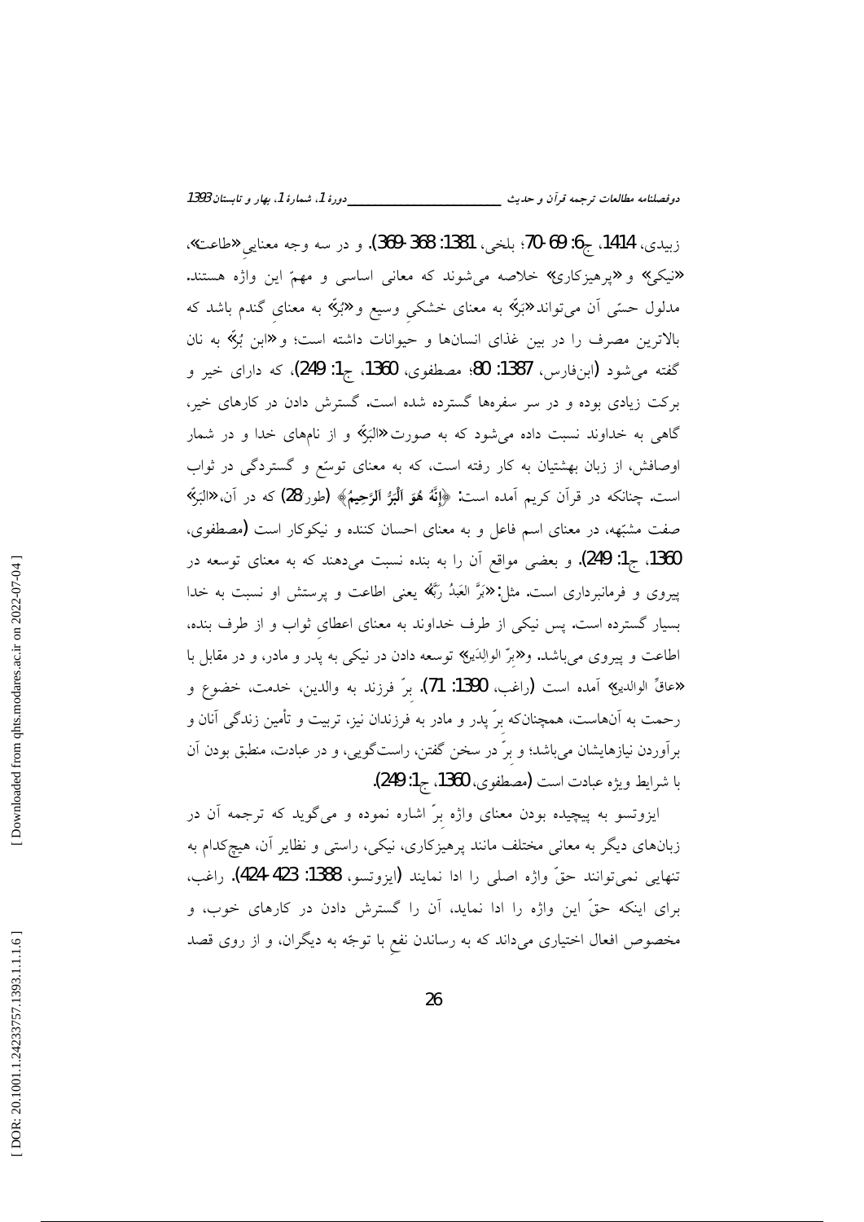زبیدی، 1414، ج6: 69-70؛ بلخی، 1381: 368-369). و در سه وجه معنایِ «طاعت»، «نیکی» و «پرهیزکاری» خلاصه می‌شوند که معانی اساسی و مهمّ این واژه هستند. مدلول حسّی آن می‌تواند «بَرّ» به معنای خشکیِ وسیع و «بُرّ» به معنایِ گندم باشد که بالاترین مصرف را در بین غذای انسان‌ها و حیوانات داشته است؛ و «ابن بُرّ» به نان گفته می‌شود (ابن‌فارس، 1387: 80؛ مصطفوی، 1360، ج1: 249)، که دارای خیر و برکت زیادی بوده و در سر سفره‌ها گسترده شده است. گسترش دادن در کارهای خیر، گاهی به خداوند نسبت داده می‌شود که به صورت «البَرّ» و از نام‌های خدا و در شمار اوصافش، از زبان بهشتیان به کار رفته است، که به معنای توسّع و گستردگی در ثواب است. چنانکه در قرآن کریم آمده است: ﴿**إِنَّهُ هُوَ الْبَرُّ الرَّحِيمُ**﴾ (طور28) که در آن، «البَرّ» صفت مشبّهه، در معنای اسم فاعل و به معنای احسان کننده و نیکوکار است (مصطفوی، 1360، ج1: 249). و بعضی مواقع آن را به بنده نسبت می‌دهند که به معنای توسعه در پیروی و فرمانبرداری است. مثل: «بَرَّ العَبدُ رَبَّهُ» یعنی اطاعت و پرستش او نسبت به خدا بسیار گسترده است. پس نیکی از طرف خداوند به معنای اعطایِ ثواب و از طرف بنده، اطاعت و پیروی می‌باشد. و «بِرّ الوالِدَین» توسعه دادن در نیکی به پدر و مادر، و در مقابل با «عاقّ الوالدین» آمده است (راغب، 1390: 71). بِرّ فرزند به والدین، خدمت، خضوع و رحمت به آن‌هاست، همچنان‌که بِرّ پدر و مادر به فرزندان نیز، تربیت و تأمین زندگی آنان و برآوردن نیازهایشان می‌باشد؛ و بِرّ در سخن گفتن، راست‌گویی، و در عبادت، منطبق بودن آن با شرایط ویژه عبادت است (مصطفوی، 1360، ج1: 249).

ایزوتسو به پیچیده بودن معنای واژه بِرّ اشاره نموده و می‌گوید که ترجمه آن در زبان‌های دیگر به معانی مختلف مانند پرهیزکاری، نیکی، راستی و نظایر آن، هیچ‌کدام به تنهایی نمی‌توانند حقّ واژه اصلی را ادا نمایند (ایزوتسو، 1388: 423-424). راغب، برای اینکه حقّ این واژه را ادا نماید، آن را گسترش دادن در کارهای خوب، و مخصوص افعال اختیاری می‌داند که به رساندن نفعِ با توجّه به دیگران، و از روی قصد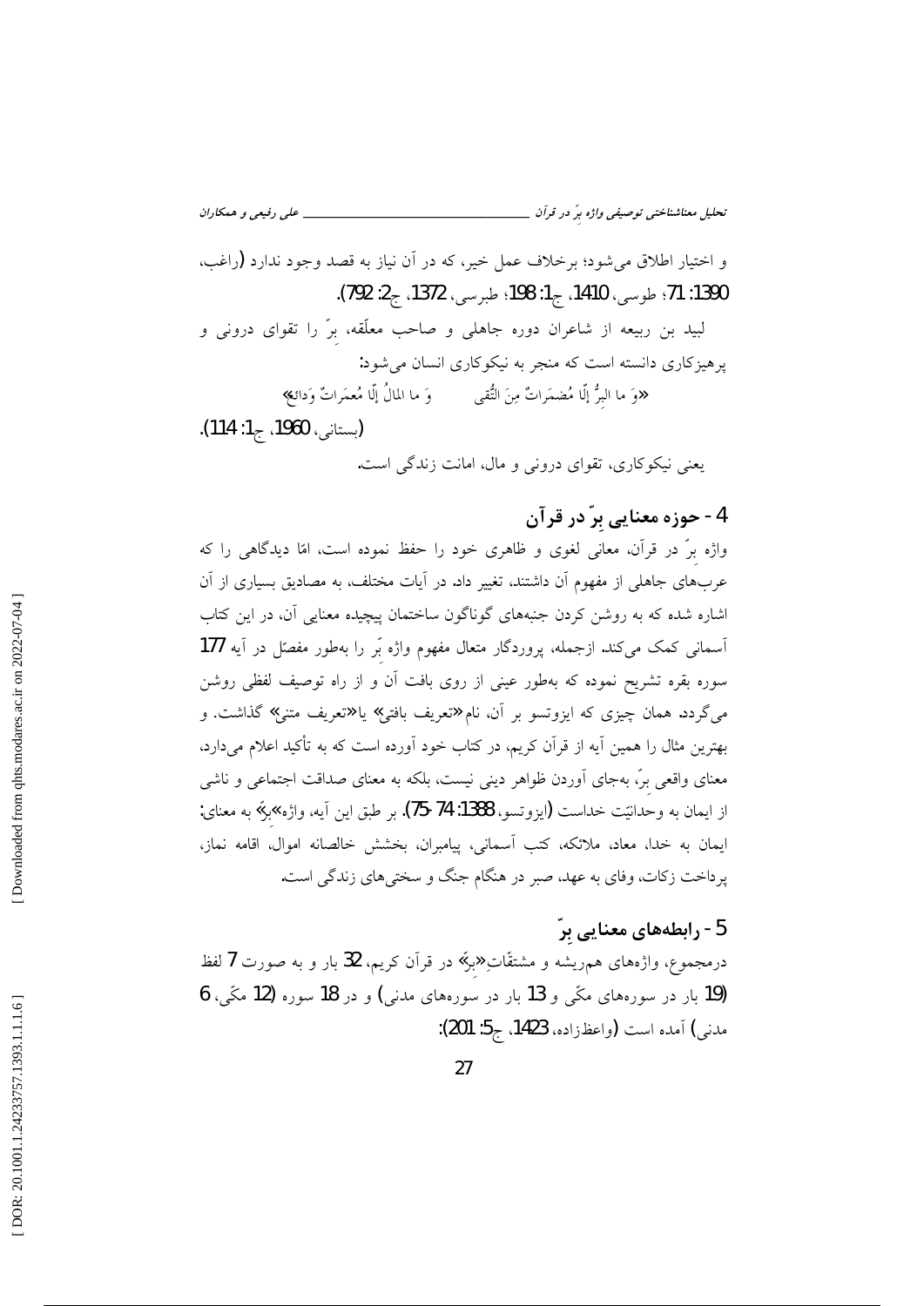و اختیار اطلاق می‌شود؛ برخلاف عمل خیر، که در آن نیاز به قصد وجود ندارد (راغب، 1390: 71؛ طوسی، 1410، ج1: 198؛ طبرسی، 1372، ج2: 792).

لبید بن ربیعه از شاعران دوره جاهلی و صاحب معلّقه، برّ را تقوای درونی و پرهیزکاری دانسته است که منجر به نیکوکاری انسان می‌شود:

«وَ ما البِرُّ إلّا مُضمَراتٌ مِنَ التُّقی　　　وَ ما المالُ إلّا مُعمَراتٌ وَدائعٌ»

(بستانی، 1960، ج1: 114).

یعنی نیکوکاری، تقوای درونی و مال، امانت زندگی است.

## 4- حوزه معنایی بِرّ در قرآن

واژه برّ در قرآن، معانی لغوی و ظاهری خود را حفظ نموده است، امّا دیدگاهی را که عرب‌های جاهلی از مفهوم آن داشتند، تغییر داد. در آیات مختلف، به مصادیق بسیاری از آن اشاره شده که به روشن کردن جنبه‌های گوناگون ساختمان پیچیده معنایی آن، در این کتاب آسمانی کمک می‌کند. ازجمله، پروردگار متعال مفهوم واژه بِر را به‌طور مفصّل در آیه 177 سوره بقره تشریح نموده که به‌طور عینی از روی بافت آن و از راه توصیف لفظی روشن می‌گردد. همان چیزی که ایزوتسو بر آن، نام «تعریف بافتی» یا «تعریف متنی» گذاشت. و بهترین مثال را همین آیه از قرآن کریم، در کتاب خود آورده است که به تأکید اعلام می‌دارد، معنای واقعی برّ، به‌جای آوردن ظواهر دینی نیست، بلکه به معنای صداقت اجتماعی و ناشی از ایمان به وحدانیّت خداست (ایزوتسو، 1388: 74-75). بر طبق این آیه، واژه «بِرّ» به معنای: ایمان به خدا، معاد، ملائکه، کتب آسمانی، پیامبران، بخشش خالصانه اموال، اقامه نماز، پرداخت زکات، وفای به عهد، صبر در هنگام جنگ و سختی‌های زندگی است.

## 5- رابطه‌های معنایی بِرّ

درمجموع، واژه‌های هم‌ریشه و مشتقّاتِ «برّ» در قرآن کریم، 32 بار و به صورت 7 لفظ (19 بار در سوره‌های مکّی و 13 بار در سوره‌های مدنی) و در 18 سوره (12 مکّی، 6 مدنی) آمده است (واعظزاده، 1423، ج5: 201):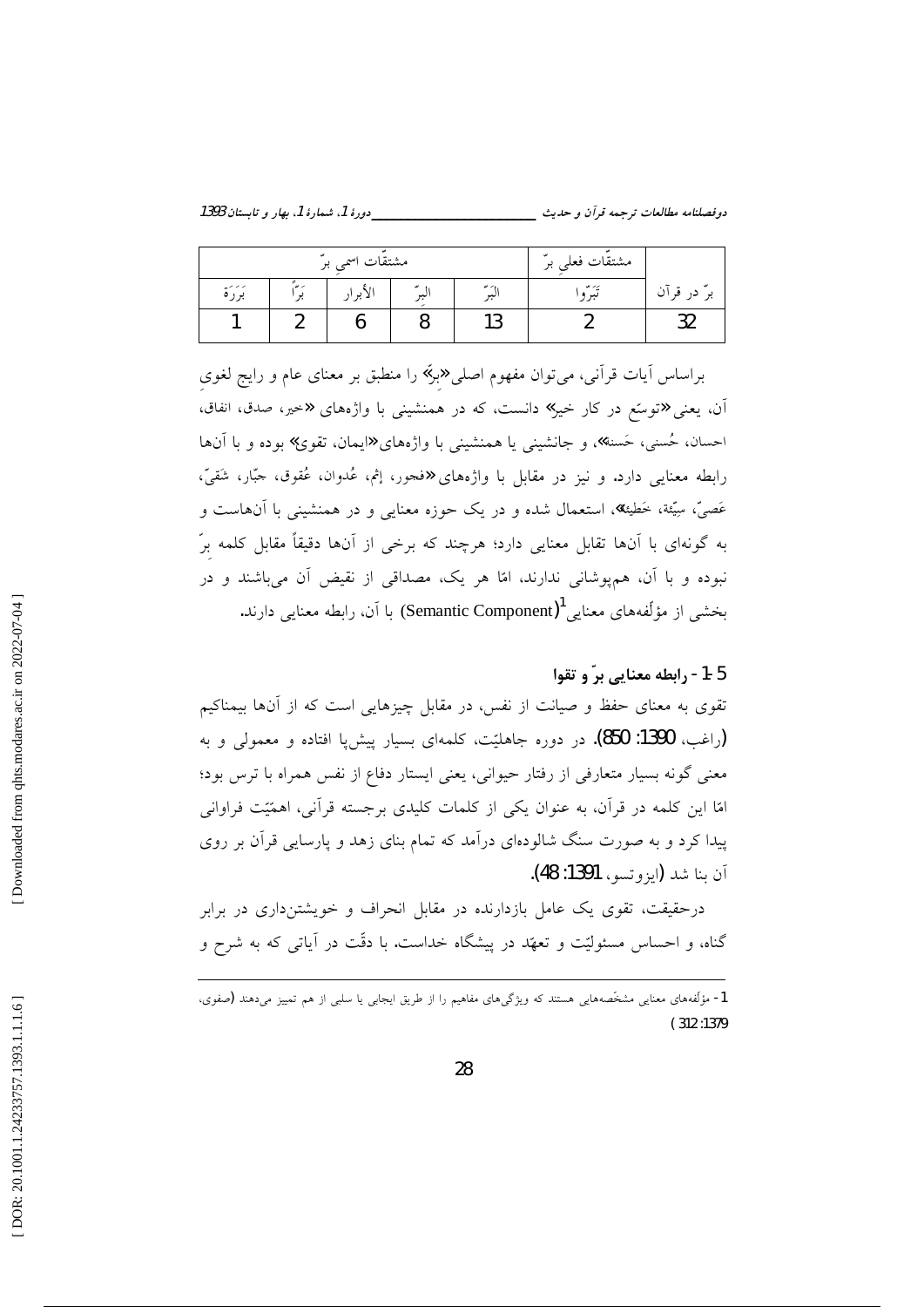| برّ در قرآن | مشتقّات فعلیِ برّ | مشتقّات اسمیِ برّ | | | | |
|---|---|---|---|---|---|---|
| | تَبَرّوا | البَرّ | البِرّ | الأبرار | بَرّاً | بَرَرَة |
| 32 | 2 | 13 | 8 | 6 | 2 | 1 |

براساس آیات قرآنی، می‌توان مفهوم اصلی «بِرّ» را منطبق بر معنای عام و رایج لغوی آن، یعنی «توسّع در کار خیر» دانست، که در همنشینی با واژه‌های «خیر، صدق، انفاق، احسان، حُسنی، حَسنه»، و جانشینی یا همنشینی با واژه‌های «ایمان، تقوی» بوده و با آن‌ها رابطه معنایی دارد. و نیز در مقابل با واژه‌های «فجور، إثم، عُدوان، عُقوق، جبّار، شَقیّ، عَصیّ، سیّئة، خَطیئة»، استعمال شده و در یک حوزه معنایی و در همنشینی با آن‌هاست و به گونه‌ای با آن‌ها تقابل معنایی دارد؛ هرچند که برخی از آن‌ها دقیقاً مقابل کلمه بِرّ نبوده و با آن، هم‌پوشانی ندارند، امّا هر یک، مصداقی از نقیض آن می‌باشند و در بخشی از مؤلّفه‌های معنایی[1](Semantic Component) با آن، رابطه معنایی دارند.

### 5-1 - رابطه معنایی برّ و تقوا

تقوی به معنای حفظ و صیانت از نفس، در مقابل چیزهایی است که از آن‌ها بیمناکیم (راغب، 1390: 850). در دوره جاهلیّت، کلمه‌ای بسیار پیش‌پا افتاده و معمولی و به معنی گونه بسیار متعارفی از رفتار حیوانی، یعنی ایستار دفاع از نفس همراه با ترس بود؛ امّا این کلمه در قرآن، به عنوان یکی از کلمات کلیدی برجسته قرآنی، اهمّیّت فراوانی پیدا کرد و به صورت سنگ شالوده‌ای درآمد که تمام بنای زهد و پارسایی قرآن بر روی آن بنا شد (ایزوتسو، 1391: 48).

درحقیقت، تقوی یک عامل بازدارنده در مقابل انحراف و خویشتن‌داری در برابر گناه، و احساس مسئولیّت و تعهّد در پیشگاه خداست. با دقّت در آیاتی که به شرح و

---

1- مؤلّفه‌های معنایی مشخّصه‌هایی هستند که ویژگی‌های مفاهیم را از طریق ایجابی یا سلبی از هم تمییز می‌دهند (صفوی، 1379: 312)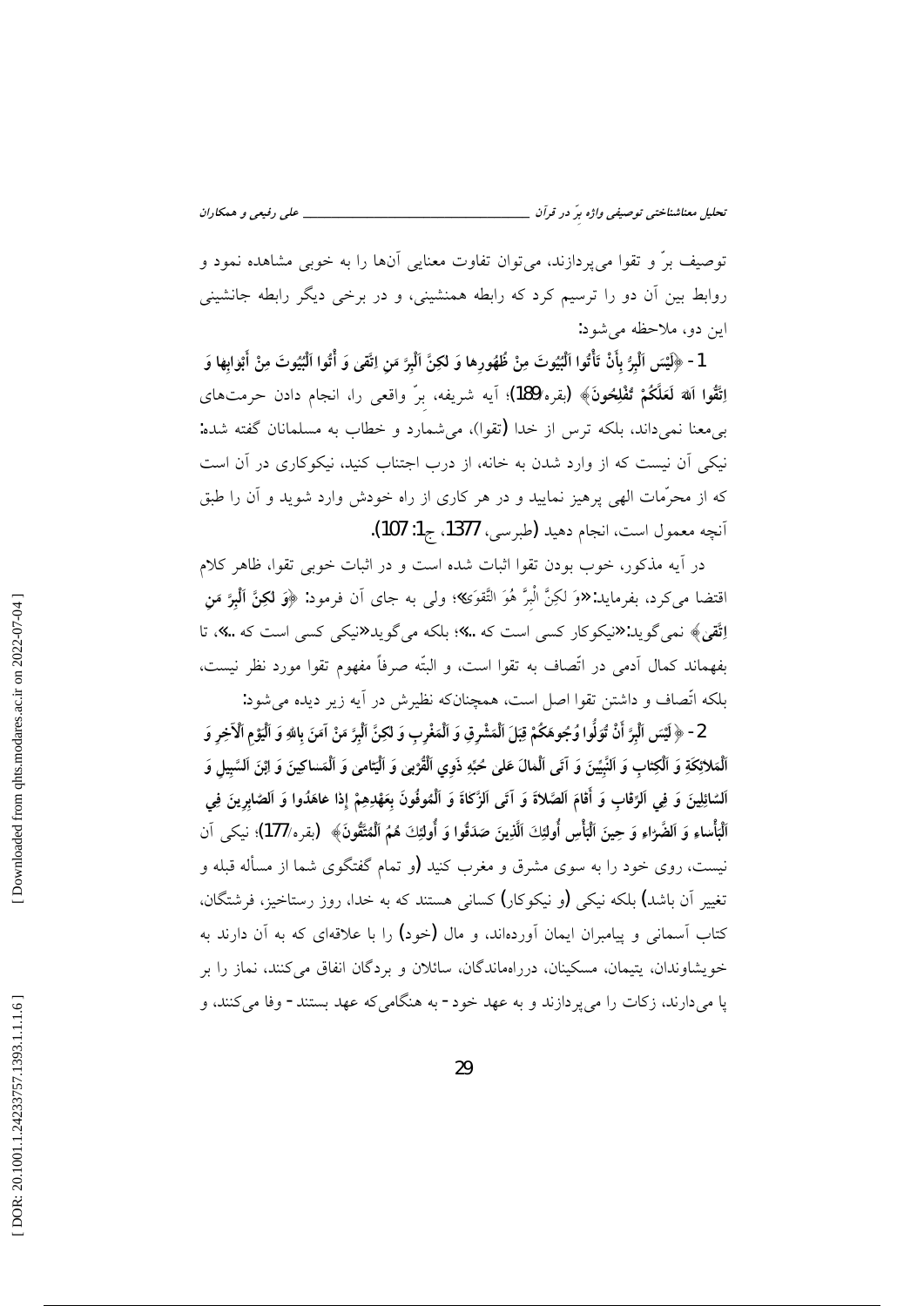توصیف برّ و تقوا می‌پردازند، می‌توان تفاوت معنایی آن‌ها را به خوبی مشاهده نمود و روابط بین آن دو را ترسیم کرد که رابطه همنشینی، و در برخی دیگر رابطه جانشینی این دو، ملاحظه می‌شود:

1- ﴿لَیْسَ الْبِرُّ بِأَنْ تَأْتُوا الْبُیُوتَ مِنْ ظُهُورِها وَ لکِنَّ الْبِرَّ مَنِ اتَّقی وَ أْتُوا الْبُیُوتَ مِنْ أَبْوابِها وَ اتَّقُوا اللهَ لَعَلَّکُمْ تُفْلِحُونَ﴾ (بقره/189)؛ آیه شریفه، برّ واقعی را، انجام دادن حرمت‌های بی‌معنا نمی‌داند، بلکه ترس از خدا (تقوا)، می‌شمارد و خطاب به مسلمانان گفته شده: نیکی آن نیست که از وارد شدن به خانه، از درب اجتناب کنید، نیکوکاری در آن است که از محرّمات الهی پرهیز نمایید و در هر کاری از راه خودش وارد شوید و آن را طبق آنچه معمول است، انجام دهید (طبرسی، 1377، ج1: 107).

در آیه مذکور، خوب بودن تقوا اثبات شده است و در اثبات خوبی تقوا، ظاهر کلام اقتضا می‌کرد، بفرماید: «وَ لکِنَّ الْبِرَّ هُوَ التَّقوَی»؛ ولی به جای آن فرمود: ﴿وَ لکِنَّ الْبِرَّ مَنِ اتَّقی﴾ نمی‌گوید: «نیکوکار کسی است که ...»؛ بلکه می‌گوید «نیکی کسی است که ...»، تا بفهماند کمال آدمی در اتّصاف به تقوا است، و البتّه صرفاً مفهوم تقوا مورد نظر نیست، بلکه اتّصاف و داشتن تقوا اصل است، همچنان‌که نظیرش در آیه زیر دیده می‌شود:

2- ﴿لَیْسَ الْبِرَّ أَنْ تُوَلُّوا وُجُوهَکُمْ قِبَلَ الْمَشْرِقِ وَ الْمَغْرِبِ وَ لکِنَّ الْبِرَّ مَنْ آمَنَ بِاللهِ وَ الْیَوْمِ الْآخِرِ وَ الْمَلائِکَةِ وَ الْکِتابِ وَ النَّبِیِّینَ وَ آتَی الْمالَ عَلی حُبِّهِ ذَوِی الْقُرْبی وَ الْیَتامی وَ الْمَساکِینَ وَ ابْنَ السَّبِیلِ وَ السَّائِلِینَ وَ فِی الرِّقابِ وَ أَقامَ الصَّلاةَ وَ آتَی الزَّکاةَ وَ الْمُوفُونَ بِعَهْدِهِمْ إِذا عاهَدُوا وَ الصَّابِرِینَ فِی الْبَأْساءِ وَ الضَّرَّاءِ وَ حِینَ الْبَأْسِ أُولئِکَ الَّذِینَ صَدَقُوا وَ أُولئِکَ هُمُ الْمُتَّقُونَ﴾ (بقره/177)؛ نیکی آن نیست، روی خود را به سوی مشرق و مغرب کنید (و تمام گفتگوی شما از مسأله قبله و تغییر آن باشد) بلکه نیکی (و نیکوکار) کسانی هستند که به خدا، روز رستاخیز، فرشتگان، کتاب آسمانی و پیامبران ایمان آورده‌اند، و مال (خود) را با علاقه‌ای که به آن دارند به خویشاوندان، یتیمان، مسکینان، درراه‌ماندگان، سائلان و بردگان انفاق می‌کنند، نماز را بر پا می‌دارند، زکات را می‌پردازند و به عهد خود - به هنگامی‌که عهد بستند - وفا می‌کنند، و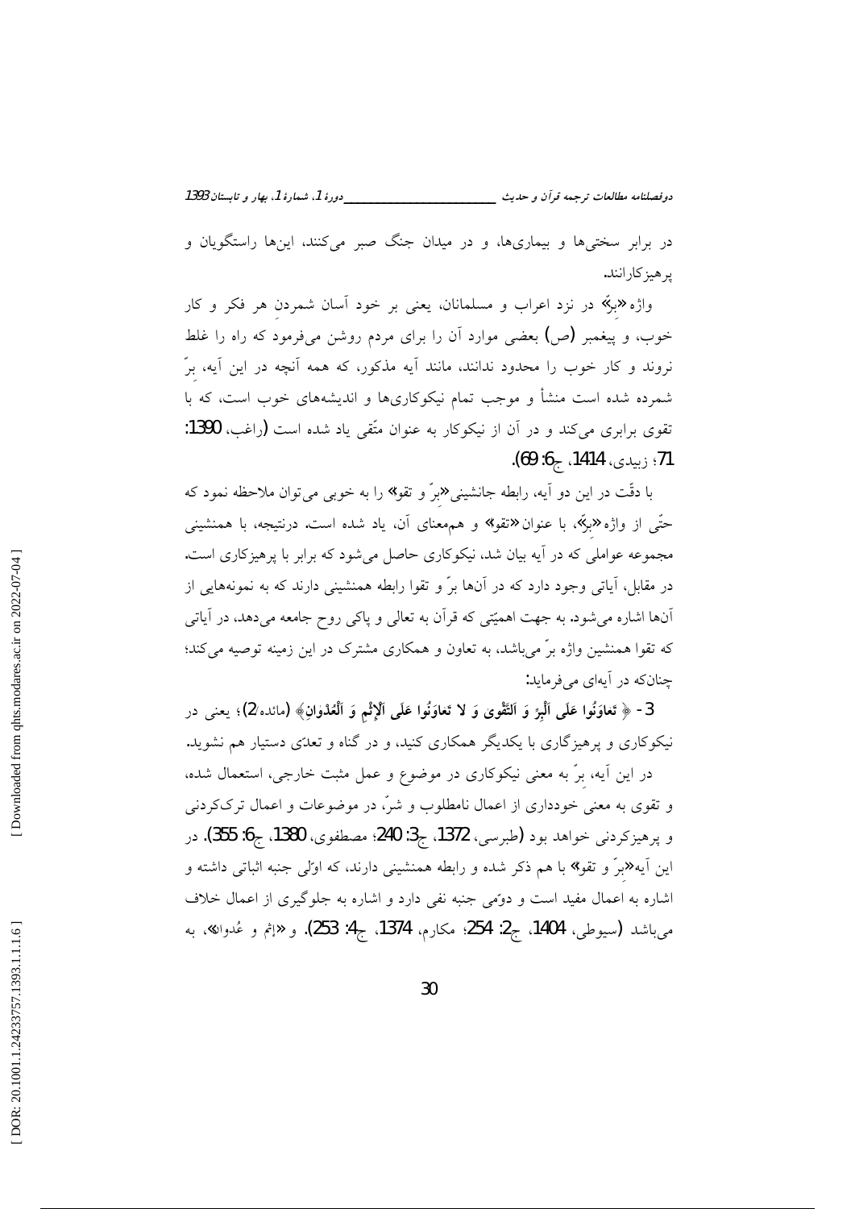در برابر سختی‌ها و بیماری‌ها، و در میدان جنگ صبر می‌کنند، این‌ها راستگویان و پرهیزکارانند.

واژه «برّ» در نزد اعراب و مسلمانان، یعنی بر خود آسان شمردنِ هر فکر و کار خوب، و پیغمبر (ص) بعضی موارد آن را برای مردم روشن می‌فرمود که راه را غلط نروند و کار خوب را محدود ندانند، مانند آیه مذکور، که همه آنچه در این آیه، برّ شمرده شده است منشأ و موجب تمام نیکوکاری‌ها و اندیشه‌های خوب است، که با تقوی برابری می‌کند و در آن از نیکوکار به عنوان متّقی یاد شده است (راغب، 1390: 71؛ زبیدی، 1414، ج6: 69).

با دقّت در این دو آیه، رابطه جانشینی «برّ و تقو» را به خوبی می‌توان ملاحظه نمود که حتّی از واژه «برّ»، با عنوان «تقو» و هم‌معنای آن، یاد شده است. درنتیجه، با همنشینی مجموعه عواملی که در آیه بیان شد، نیکوکاری حاصل می‌شود که برابر با پرهیزکاری است. در مقابل، آیاتی وجود دارد که در آن‌ها برّ و تقوا رابطه همنشینی دارند که به نمونه‌هایی از آن‌ها اشاره می‌شود. به جهت اهمیّتی که قرآن به تعالی و پاکی روح جامعه می‌دهد، در آیاتی که تقوا همنشین واژه برّ می‌باشد، به تعاون و همکاری مشترک در این زمینه توصیه می‌کند؛ چنان‌که در آیه‌ای می‌فرماید:

3- ﴿ تَعاوَنُوا عَلَى الْبِرِّ وَ التَّقْوىٰ وَ لا تَعاوَنُوا عَلَى الْإِثْمِ وَ الْعُدْوانِ﴾ (مائده/2)؛ یعنی در نیکوکاری و پرهیزگاری با یکدیگر همکاری کنید، و در گناه و تعدّی دستیار هم نشوید.

در این آیه، برّ به معنی نیکوکاری در موضوع و عمل مثبت خارجی، استعمال شده، و تقوی به معنی خودداری از اعمال نامطلوب و شرّ، در موضوعات و اعمال ترک‌کردنی و پرهیزکردنی خواهد بود (طبرسی، 1372، ج3: 240؛ مصطفوی، 1380، ج6: 355). در این آیه «برّ و تقو» با هم ذکر شده و رابطه همنشینی دارند، که اوّلی جنبه اثباتی داشته و اشاره به اعمال مفید است و دوّمی جنبه نفی دارد و اشاره به جلوگیری از اعمال خلاف می‌باشد (سیوطی، 1404، ج2: 254؛ مکارم، 1374، ج4: 253). و «إثم و عُدوان»، به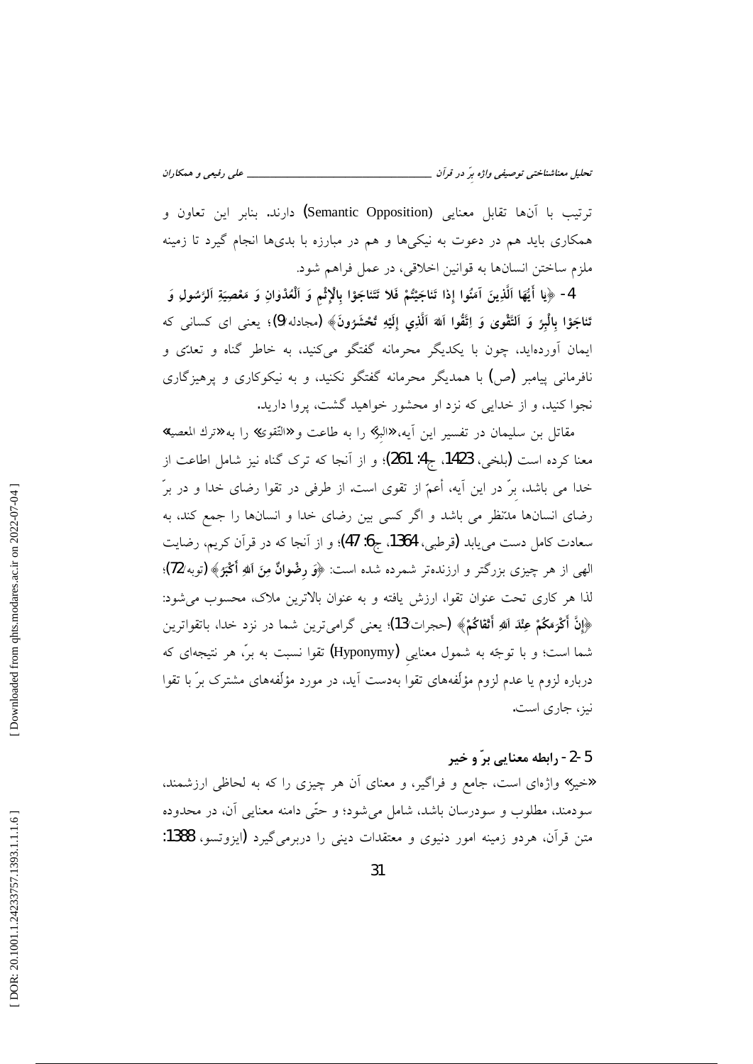ترتیب با آن‌ها تقابل معنایی (Semantic Opposition) دارند. بنابر این تعاون و همکاری باید هم در دعوت به نیکی‌ها و هم در مبارزه با بدی‌ها انجام گیرد تا زمینه ملزم ساختن انسان‌ها به قوانین اخلاقی، در عمل فراهم شود.

4- ﴿يا أَيُّهَا الَّذِينَ آمَنُوا إِذا تَناجَيْتُمْ فَلا تَتَناجَوْا بِالْإِثْمِ وَ الْعُدْوانِ وَ مَعْصِيَةِ الرَّسُولِ وَ تَناجَوْا بِالْبِرِّ وَ التَّقْوى وَ اتَّقُوا اللَّهَ الَّذِي إِلَيْهِ تُحْشَرُونَ﴾ (مجادله/9)؛ یعنی ای کسانی که ایمان آورده‌اید، چون با یکدیگر محرمانه گفتگو می‌کنید، به خاطر گناه و تعدّی و نافرمانی پیامبر (ص) با همدیگر محرمانه گفتگو نکنید، و به نیکوکاری و پرهیزگاری نجوا کنید، و از خدایی که نزد او محشور خواهید گشت، پروا دارید.

مقاتل بن سلیمان در تفسیر این آیه، «البرّ» را به طاعت و «التّقوی» را به «ترك المعصیه» معنا کرده است (بلخی، 1423، ج4: 261)؛ و از آنجا که ترک گناه نیز شامل اطاعت از خدا می باشد، برّ در این آیه، أعمّ از تقوی است. از طرفی در تقوا رضای خدا و در برّ رضای انسان‌ها مدّنظر می باشد و اگر کسی بین رضای خدا و انسان‌ها را جمع کند، به سعادت کامل دست می‌یابد (قرطبی، 1364، ج6: 47)؛ و از آنجا که در قرآن کریم، رضایت الهی از هر چیزی بزرگتر و ارزنده‌تر شمرده شده است: ﴿وَ رِضْوانٌ مِنَ اللَّهِ أَكْبَرُ﴾ (توبه/72)؛ لذا هر کاری تحت عنوان تقوا، ارزش یافته و به عنوان بالاترین ملاک، محسوب می‌شود: ﴿إِنَّ أَكْرَمَكُمْ عِنْدَ اللَّهِ أَتْقاكُمْ﴾ (حجرات/13)؛ یعنی گرامی‌ترین شما در نزد خدا، باتقواترین شما است؛ و با توجّه به شمول معنایی (Hyponymy) تقوا نسبت به برّ، هر نتیجه‌ای که درباره لزوم یا عدم لزوم مؤلّفه‌های تقوا به‌دست آید، در مورد مؤلّفه‌های مشترک برّ با تقوا نیز، جاری است.

### 5-2- رابطه معنایی برّ و خیر

«خیر» واژه‌ای است، جامع و فراگیر، و معنای آن هر چیزی را که به لحاظی ارزشمند، سودمند، مطلوب و سودرسان باشد، شامل می‌شود؛ و حتّی دامنه معنایی آن، در محدوده متن قرآن، هردو زمینه امور دنیوی و معتقدات دینی را دربرمی‌گیرد (ایزوتسو، 1388: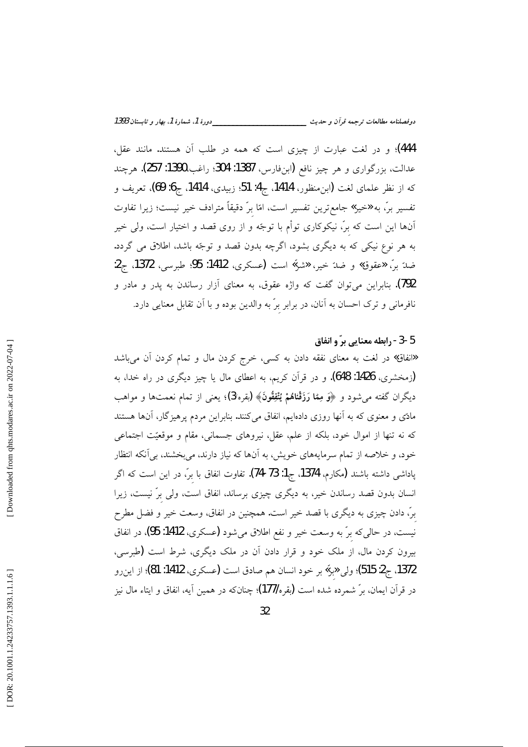444)؛ و در لغت عبارت از چیزی است که همه در طلب آن هستند. مانند عقل، عدالت، بزرگواری و هر چیز نافع (ابن‌فارس، 1387: 304؛ راغب، 1390: 257). هرچند که از نظر علمای لغت (ابن‌منظور، 1414، ج4: 51؛ زبیدی، 1414، ج6: 69)، تعریف و تفسیر برّ، به «خیر» جامع‌ترین تفسیر است، امّا برّ دقیقاً مترادف خیر نیست؛ زیرا تفاوت آن‌ها این است که برّ، نیکوکاری توأم با توجّه و از روی قصد و اختیار است، ولی خیر به هر نوع نیکی که به دیگری بشود، اگرچه بدون قصد و توجّه باشد، اطلاق می گردد. ضدّ برّ، «عقوق» و ضدّ خیر، «شرّ» است (عسکری، 1412: 95؛ طبرسی، 1372، ج2: 792). بنابراین می‌توان گفت که واژه عقوق، به معنای آزار رساندن به پدر و مادر و نافرمانی و ترک احسان به آنان، در برابر برّ به والدین بوده و با آن تقابل معنایی دارد.

### 5-3- رابطه معنایی برّ و انفاق

«انفاق» در لغت به معنای نفقه دادن به کسی، خرج کردن مال و تمام کردن آن می‌باشد (زمخشری، 1426: 648). و در قرآن کریم، به اعطای مال یا چیز دیگری در راه خدا، به دیگران گفته می‌شود و **﴿وَ مِمَّا رَزَقْنَاهُمْ يُنْفِقُونَ﴾** (بقره/3)؛ یعنی از تمام نعمت‌ها و مواهب مادّی و معنوی که به آنها روزی داده‌ایم، انفاق می‌کنند. بنابراین مردم پرهیزگار، آن‌ها هستند که نه تنها از اموال خود، بلکه از علم، عقل، نیروهای جسمانی، مقام و موقعیّت اجتماعی خود، و خلاصه از تمام سرمایه‌های خویش، به آن‌ها که نیاز دارند، می‌بخشند، بی‌آنکه انتظار پاداشی داشته باشند (مکارم، 1374، ج1: 73-74). تفاوت انفاق با برّ، در این است که اگر انسان بدون قصد رساندن خیر، به دیگری چیزی برساند، انفاق است، ولی برّ نیست، زیرا برّ، دادن چیزی به دیگری با قصد خیر است. همچنین در انفاق، وسعت خیر و فضل مطرح نیست، در حالی‌که برّ به وسعت خیر و نفع اطلاق می‌شود (عسکری، 1412: 95)، در انفاق بیرون کردن مال، از ملک خود و قرار دادن آن در ملک دیگری، شرط است (طبرسی، 1372، ج2: 515)؛ ولی «برّ» بر خود انسان هم صادق است (عسکری، 1412: 81)؛ از این‌رو در قرآن ایمان، برّ شمرده شده است (بقره/177)؛ چنان‌که در همین آیه، انفاق و ایتاء مال نیز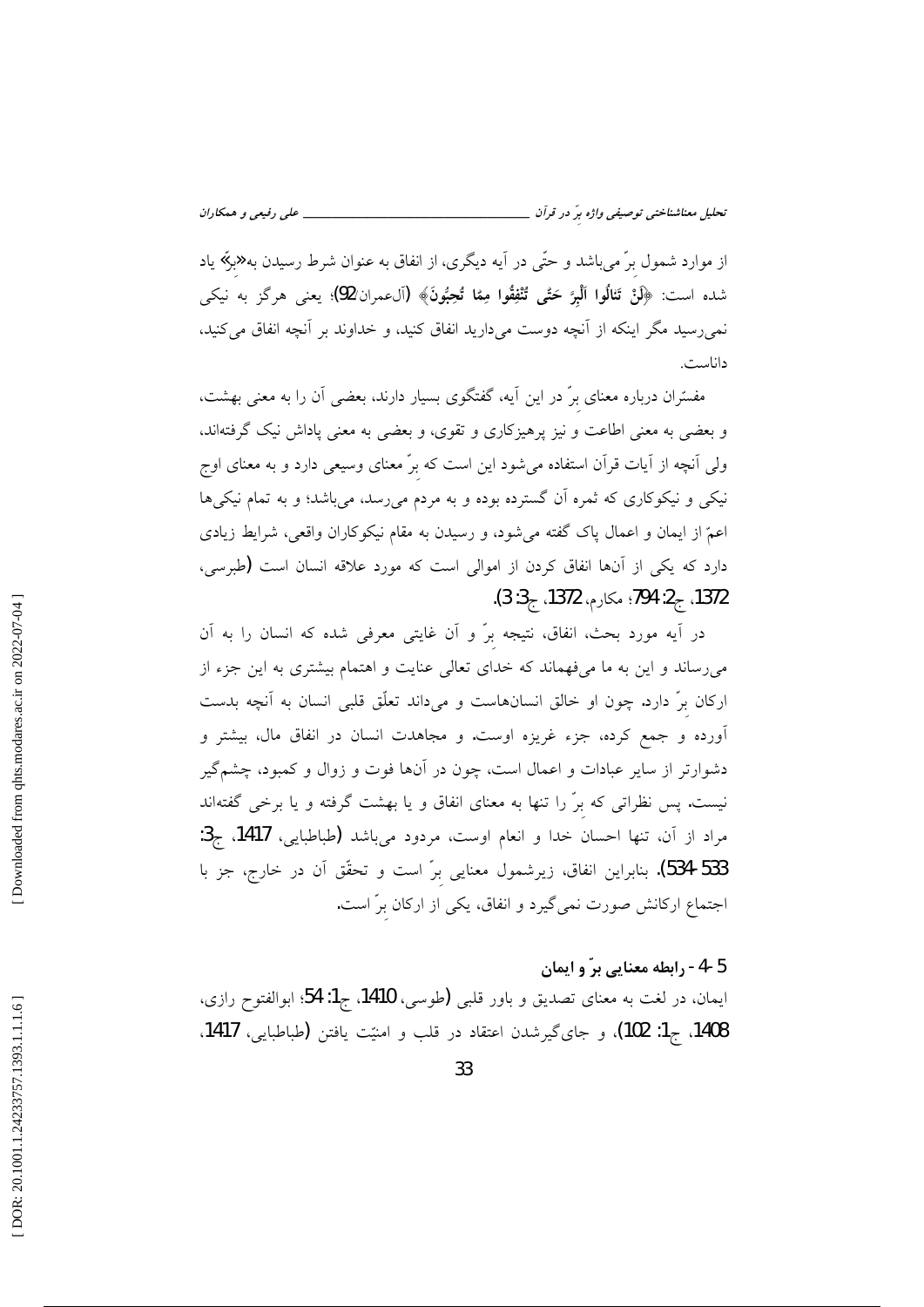از موارد شمول برّ می‌باشد و حتّی در آیه دیگری، از انفاق به عنوان شرط رسیدن به«برّ» یاد شده است: ﴿**لَنْ تَنالُوا الْبِرَّ حَتَّى تُنْفِقُوا مِمَّا تُحِبُّونَ**﴾ (آل‌عمران/92)؛ یعنی هرگز به نیکی نمی‌رسید مگر اینکه از آنچه دوست می‌دارید انفاق کنید، و خداوند بر آنچه انفاق می‌کنید، داناست.

مفسّران درباره معنای برّ در این آیه، گفتگوی بسیار دارند، بعضی آن را به معنی بهشت، و بعضی به معنی اطاعت و نیز پرهیزکاری و تقوی، و بعضی به معنی پاداش نیک گرفته‌اند، ولی آنچه از آیات قرآن استفاده می‌شود این است که برّ معنای وسیعی دارد و به معنای اوج نیکی و نیکوکاری که ثمره آن گسترده بوده و به مردم می‌رسد، می‌باشد؛ و به تمام نیکی‌ها اعمّ از ایمان و اعمال پاک گفته می‌شود، و رسیدن به مقام نیکوکاران واقعی، شرایط زیادی دارد که یکی از آن‌ها انفاق کردن از اموالی است که مورد علاقه انسان است (طبرسی، 1372، ج2: 794؛ مکارم، 1372، ج3: 3).

در آیه مورد بحث، انفاق، نتیجه برّ و آن غایتی معرفی شده که انسان را به آن می‌رساند و این به ما می‌فهماند که خدای تعالی عنایت و اهتمام بیشتری به این جزء از ارکان برّ دارد. چون او خالق انسان‌هاست و می‌داند تعلّق قلبی انسان به آنچه بدست آورده و جمع کرده، جزء غریزه اوست. و مجاهدت انسان در انفاق مال، بیشتر و دشوارتر از سایر عبادات و اعمال است، چون در آن‌ها فوت و زوال و کمبود، چشم‌گیر نیست. پس نظراتی که برّ را تنها به معنای انفاق و یا بهشت گرفته و یا برخی گفته‌اند مراد از آن، تنها احسان خدا و انعام اوست، مردود می‌باشد (طباطبایی، 1417، ج3: 533-534). بنابراین انفاق، زیرشمول معنایی برّ است و تحقّق آن در خارج، جز با اجتماع ارکانش صورت نمی‌گیرد و انفاق، یکی از ارکان برّ است.

### 5-4- رابطه معنایی برّ و ایمان

ایمان، در لغت به معنای تصدیق و باور قلبی (طوسی، 1410، ج1: 54؛ ابوالفتوح رازی، 1408، ج1: 102)، و جای‌گیرشدن اعتقاد در قلب و امنیّت یافتن (طباطبایی، 1417،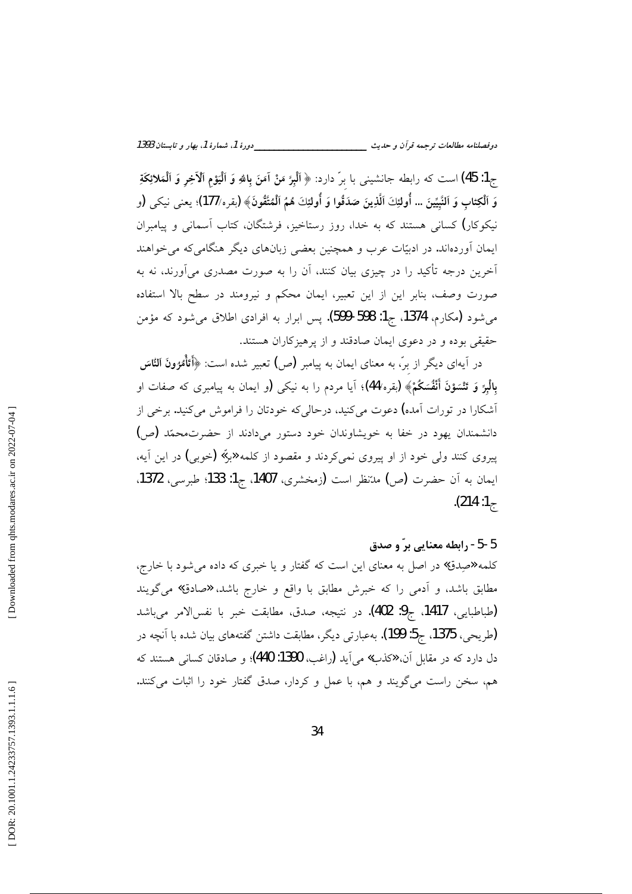ج1: 45) است که رابطه جانشینی با برّ دارد: ﴿ اَلْبِرَّ مَنْ آمَنَ بِاللهِ وَ اَلْيَوْمِ اَلْآخِرِ وَ اَلْمَلائِكَةِ وَ اَلْكِتابِ وَ اَلنَّبِيِّينَ ... أُولئِكَ اَلَّذِينَ صَدَقُوا وَ أُولئِكَ هُمُ اَلْمُتَّقُونَ﴾ (بقره/177)؛ یعنی نیکی (و نیکوکار) کسانی هستند که به خدا، روز رستاخیز، فرشتگان، کتاب آسمانی و پیامبران ایمان آورده‌اند. در ادبیّات عرب و همچنین بعضی زبان‌های دیگر هنگامی‌که می‌خواهند آخرین درجه تأکید را در چیزی بیان کنند، آن را به صورت مصدری می‌آورند، نه به صورت وصف، بنابر این از این تعبیر، ایمان محکم و نیرومند در سطح بالا استفاده می‌شود (مکارم، 1374، ج1: 598-599). پس ابرار به افرادی اطلاق می‌شود که مؤمن حقیقی بوده و در دعوی ایمان صادقند و از پرهیزکاران هستند.

در آیه‌ای دیگر از برّ، به معنای ایمان به پیامبر (ص) تعبیر شده است: ﴿أَتَأْمُرُونَ اَلنّاسَ بِالْبِرِّ وَ تَنْسَوْنَ أَنْفُسَكُمْ﴾ (بقره/44)؛ آیا مردم را به نیکی (و ایمان به پیامبری که صفات او آشکارا در تورات آمده) دعوت می‌کنید، درحالی‌که خودتان را فراموش می‌کنید. برخی از دانشمندان یهود در خفا به خویشاوندان خود دستور می‌دادند از حضرت‌محمّد (ص) پیروی کنند ولی خود از او پیروی نمی‌کردند و مقصود از کلمه«برّ» (خوبی) در این آیه، ایمان به آن حضرت (ص) مدّنظر است (زمخشری، 1407، ج1: 133؛ طبرسی، 1372، ج1: 214).

## 5-5- رابطه معنایی برّ و صدق

کلمه«صِدق» در اصل به معنای این است که گفتار و یا خبری که داده می‌شود با خارج، مطابق باشد، و آدمی را که خبرش مطابق با واقع و خارج باشد،«صادق» می‌گویند (طباطبایی، 1417، ج9: 402). در نتیجه، صدق، مطابقت خبر با نفس‌الامر می‌باشد (طریحی، 1375، ج5: 199). به‌عبارتی دیگر، مطابقت داشتن گفته‌های بیان شده با آنچه در دل دارد که در مقابل آن،«کذب» می‌آید (راغب، 1390: 440)؛ و صادقان کسانی هستند که هم، سخن راست می‌گویند و هم، با عمل و کردار، صدق گفتار خود را اثبات می‌کنند.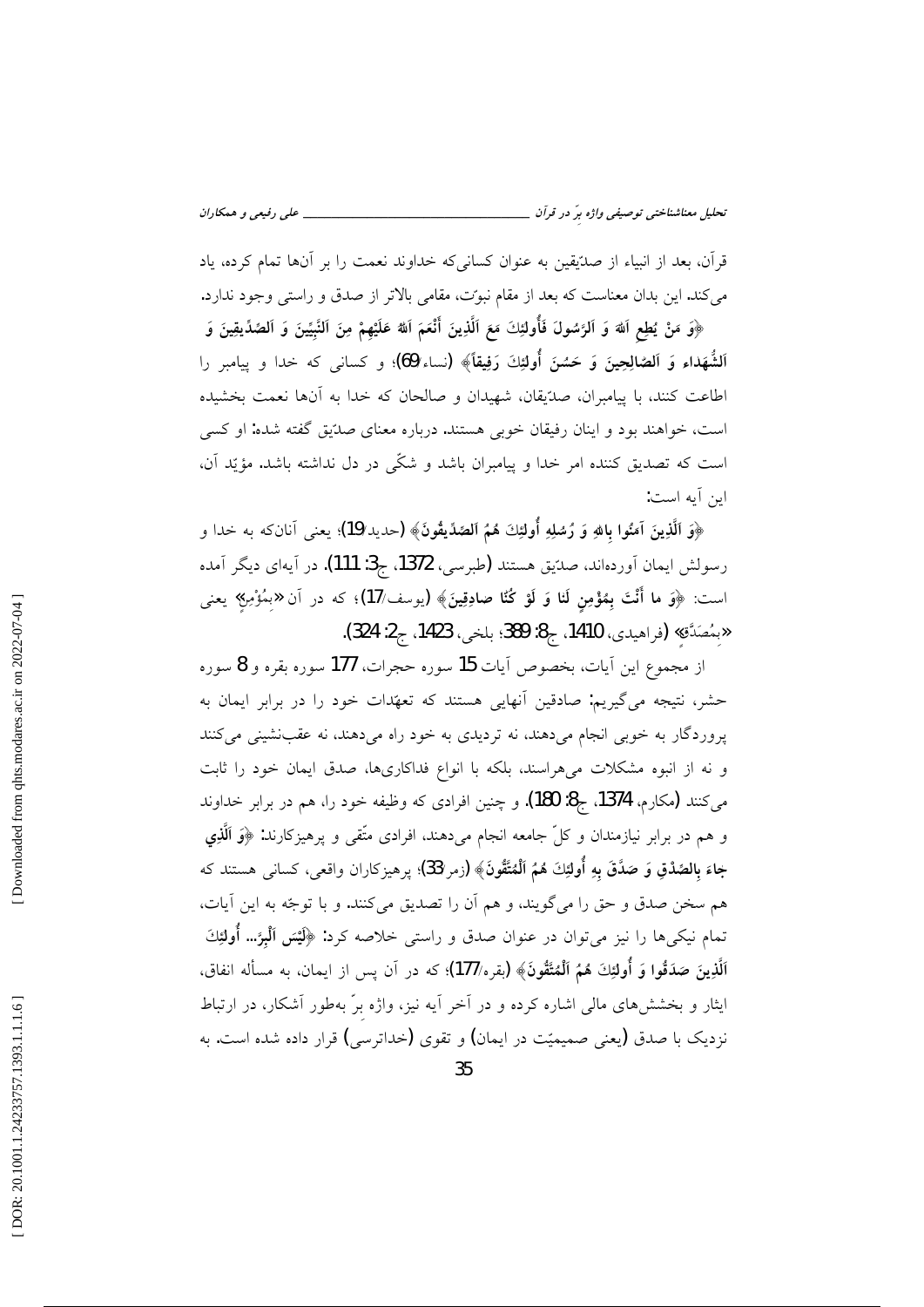قرآن، بعد از انبیاء از صدّیقین به عنوان کسانی‌که خداوند نعمت را بر آن‌ها تمام کرده، یاد می‌کند. این بدان معناست که بعد از مقام نبوّت، مقامی بالاتر از صدق و راستی وجود ندارد.

﴿وَ مَنْ يُطِعِ اَللّهَ وَ اَلرَّسُولَ فَأُولئِكَ مَعَ اَلَّذِينَ أَنْعَمَ اَللّهُ عَلَيْهِمْ مِنَ اَلنَّبِيِّينَ وَ اَلصِّدِّيقِينَ وَ اَلشُّهَداءِ وَ اَلصّالِحِينَ وَ حَسُنَ أُولئِكَ رَفِيقاً﴾ (نساء/69)؛ و کسانی که خدا و پیامبر را اطاعت کنند، با پیامبران، صدّیقان، شهیدان و صالحان که خدا به آن‌ها نعمت بخشیده است، خواهند بود و اینان رفیقان خوبی هستند. درباره معنای صدّیق گفته شده: او کسی است که تصدیق کننده امر خدا و پیامبران باشد و شکّی در دل نداشته باشد. مؤیّد آن، این آیه است:

﴿وَ اَلَّذِينَ آمَنُوا بِاللّهِ وَ رُسُلِهِ أُولئِكَ هُمُ اَلصِّدِّيقُونَ﴾ (حدید/19)؛ یعنی آنان‌که به خدا و رسولش ایمان آورده‌اند، صدّیق هستند (طبرسی، 1372، ج3: 111). در آیه‌ای دیگر آمده است: ﴿وَ ما أَنْتَ بِمُؤْمِنٍ لَنا وَ لَوْ كُنّا صادِقِينَ﴾ (یوسف/17)؛ که در آن «بِمُؤْمِنٍ» یعنی «بِمُصَدِّقٍ» (فراهیدی، 1410، ج8: 389؛ بلخی، 1423، ج2: 324).

از مجموع این آیات، بخصوص آیات 15 سوره حجرات، 177 سوره بقره و 8 سوره حشر، نتیجه می‌گیریم: صادقین آنهایی هستند که تعهّدات خود را در برابر ایمان به پروردگار به خوبی انجام می‌دهند، نه تردیدی به خود راه می‌دهند، نه عقب‌نشینی می‌کنند و نه از انبوه مشکلات می‌هراسند، بلکه با انواع فداکاری‌ها، صدق ایمان خود را ثابت می‌کنند (مکارم، 1374، ج8: 180). و چنین افرادی که وظیفه خود را، هم در برابر خداوند و هم در برابر نیازمندان و کلّ جامعه انجام می‌دهند، افرادی متّقی و پرهیزکارند: ﴿وَ اَلَّذِي جاءَ بِالصِّدْقِ وَ صَدَّقَ بِهِ أُولئِكَ هُمُ اَلْمُتَّقُونَ﴾ (زمر/33)؛ پرهیزکاران واقعی، کسانی هستند که هم سخن صدق و حق را می‌گویند، و هم آن را تصدیق می‌کنند. و با توجّه به این آیات، تمام نیکی‌ها را نیز می‌توان در عنوان صدق و راستی خلاصه کرد: ﴿لَيْسَ اَلْبِرَّ... أُولئِكَ اَلَّذِينَ صَدَقُوا وَ أُولئِكَ هُمُ اَلْمُتَّقُونَ﴾ (بقره/177)؛ که در آن پس از ایمان، به مسأله انفاق، ایثار و بخشش‌های مالی اشاره کرده و در آخر آیه نیز، واژه برّ به‌طور آشکار، در ارتباط نزدیک با صدق (یعنی صمیمیّت در ایمان) و تقوی (خداترسی) قرار داده شده است. به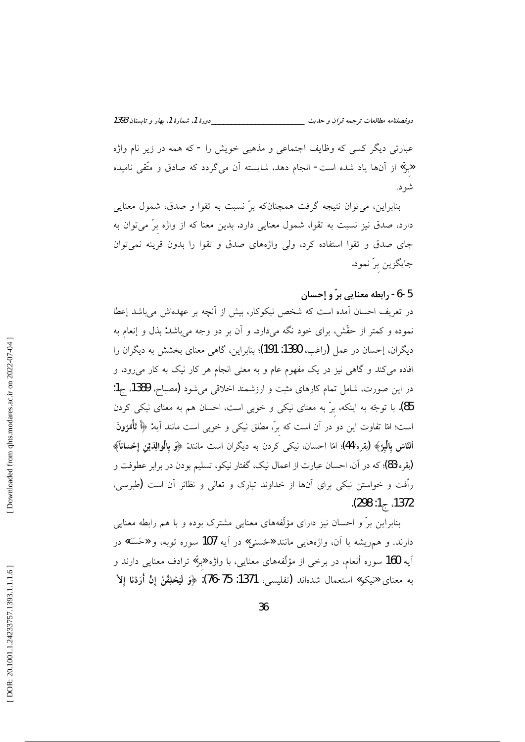عبارتی دیگر کسی که وظایف اجتماعی و مذهبی خویش را - که همه در زیر نام واژه «برّ» از آن‌ها یاد شده است - انجام دهد، شایسته آن می‌گردد که صادق و متّقی نامیده شود.

بنابراین، می‌توان نتیجه گرفت همچنان‌که برّ نسبت به تقوا و صدق، شمول معنایی دارد، صدق نیز نسبت به تقوا، شمول معنایی دارد. بدین معنا که از واژه برّ می‌توان به جای صدق و تقوا استفاده کرد، ولی واژه‌های صدق و تقوا را بدون قرینه نمی‌توان جایگزین برّ نمود.

### 5-6- رابطه معنایی برّ و إحسان

در تعریف احسان آمده است که شخص نیکوکار، بیش از آنچه بر عهده‌اش می‌باشد إعطا نموده و کمتر از حقّش، برای خود نگه می‌دارد. و آن بر دو وجه می‌باشد: بذل و إنعام به دیگران، إحسان در عمل (راغب، 1390: 191)؛ بنابراین، گاهی معنای بخشش به دیگران را افاده می‌کند و گاهی نیز در یک مفهوم عام و به معنی انجام هر کار نیک به کار می‌رود. و در این صورت، شامل تمام کارهای مثبت و ارزشمند اخلاقی می‌شود (مصباح، 1389، ج1: 85). با توجّه به اینکه، برّ به معنای نیکی و خوبی است، احسان هم به معنای نیکی کردن است؛ امّا تفاوت این دو در آن است که برّ، مطلق نیکی و خوبی است مانند آیه: ﴿أَ تَأْمُرُونَ النَّاسَ بِالْبِرِّ﴾ (بقره/44)؛ امّا احسان، نیکی کردن به دیگران است مانند: ﴿وَ بِالْوالِدَيْنِ إِحْساناً﴾ (بقره/83)؛ که در آن، احسان عبارت از اعمال نیک، گفتار نیکو، تسلیم بودن در برابر عطوفت و رأفت و خواستن نیکی برای آن‌ها از خداوند تبارک و تعالی و نظائر آن است (طبرسی، 1372، ج1: 298).

بنابراین برّ و احسان نیز دارای مؤلّفه‌های معنایی مشترک بوده و با هم رابطه معنایی دارند. و هم‌ریشه با آن، واژه‌هایی مانند «حُسنی» در آیه 107 سوره توبه، و «حَسَنَه» در آیه 160 سوره أنعام، در برخی از مؤلّفه‌های معنایی، با واژه «برّ» ترادف معنایی دارند و به معنای «نیکی» استعمال شده‌اند (تفلیسی، 1371: 75-76): ﴿وَ لَيَحْلِفُنَّ إِنْ أَرَدْنا إِلاَّ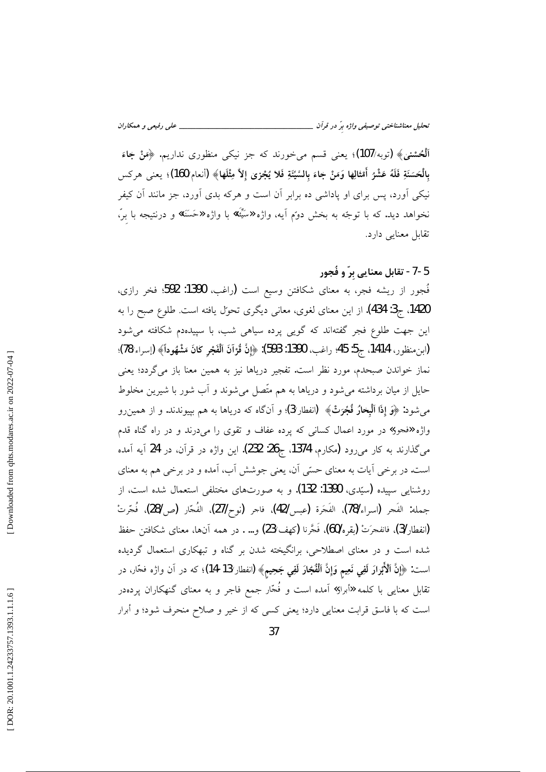اَلْحُسْنیٰ﴾ (توبه/107)؛ یعنی قسم می‌خورند که جز نیکی منظوری نداریم. ﴿مَنْ جاءَ بِالْحَسَنَةِ فَلَهُ عَشْرُ أَمْثالِها وَمَنْ جاءَ بِالسَّيِّئَةِ فَلا يُجْزیٰ إِلاّ مِثْلَها﴾ (أنعام/160)؛ یعنی هرکس نیکی آورد، پس برای او پاداشی ده برابر آن است و هرکه بدی آورد، جز مانند آن کیفر نخواهد دید. که با توجّه به بخش دوّم آیه، واژه «سَیِّئَه» با واژه «حَسَنَه» و درنتیجه با بِرّ، تقابل معنایی دارد.

## 5-7- تقابل معنایی برّ و فُجور

فُجور از ریشه فجر، به معنای شکافتن وسیع است (راغب، 1390: 592؛ فخر رازی، 1420، ج3: 434). از این معنای لغوی، معانی دیگری تحوّل یافته است. طلوع صبح را به این جهت طلوع فجر گفته‌اند که گویی پرده سیاهی شب، با سپیده‌دم شکافته می‌شود (ابن‌منظور، 1414، ج5: 45؛ راغب، 1390: 593): ﴿إِنَّ قُرْآنَ اَلْفَجْرِ كانَ مَشْهُوداً﴾ (إسراء/78)؛ نماز خواندن صبحدم، مورد نظر است. تفجیر دریاها نیز به همین معنا باز می‌گردد؛ یعنی حایل از میان برداشته می‌شود و دریاها به هم متّصل می‌شوند و آب شور با شیرین مخلوط می‌شود: ﴿وَ إِذَا اَلْبِحارُ فُجِّرَتْ﴾ (انفطار/3)؛ و آن‌گاه که دریاها به هم بپیوندند. و از همین‌رو واژه «فجور» در مورد اعمال کسانی که پرده عفاف و تقوی را می‌درند و در راه گناه قدم می‌گذارند به کار می‌رود (مکارم، 1374، ج26: 232). این واژه در قرآن، در 24 آیه آمده است. در برخی آیات به معنای حسّی آن، یعنی جوشش آب، آمده و در برخی هم به معنای روشنایی سپیده (سیّدی، 1390: 132). و به صورت‌های مختلفی استعمال شده است، از جمله: الفَجر (اسراء/78)، الفَجَرة (عبس/42)، فاجر (نوح/27)، الفُجّار (ص/28)، فُجّرَتْ (انفطار/3)، فانفجرَتْ (بقره/60)، فَجَّرنا (کهف/23) و... . در همه آن‌ها، معنای شکافتن حفظ شده است و در معنای اصطلاحی، برانگیخته شدن بر گناه و تبهکاری استعمال گردیده است: ﴿إِنَّ اَلْأَبْرارَ لَفِي نَعِيمٍ وَإِنَّ اَلْفُجّارَ لَفِي جَحِيمٍ﴾ (انفطار/13-14)؛ که در آن واژه فجّار، در تقابل معنایی با کلمه «أبرار» آمده است و فُجّار جمع فاجر و به معنای گنهکاران پرده‌در است که با فاسق قرابت معنایی دارد؛ یعنی کسی که از خیر و صلاح منحرف شود؛ و أبرار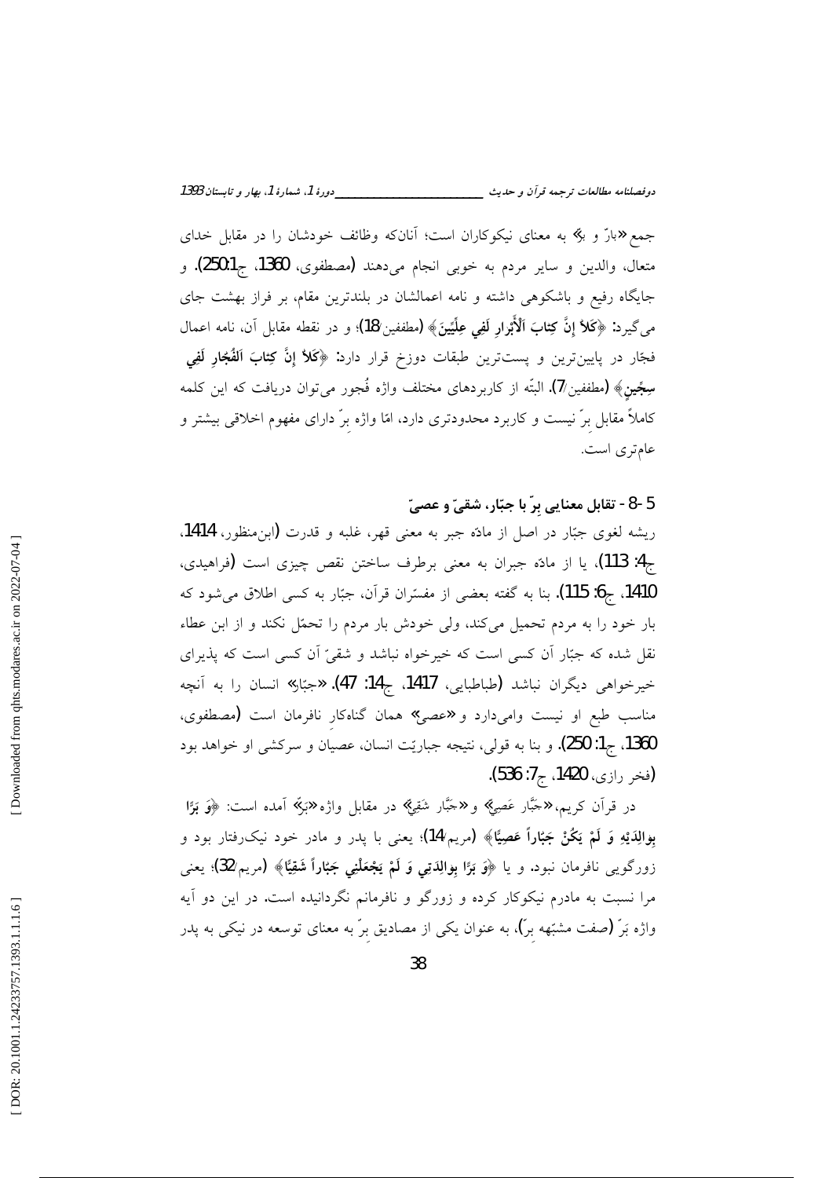جمع «بارّ و برّ» به معنای نیکوکاران است؛ آنان‌که وظائف خودشان را در مقابل خدای متعال، والدین و سایر مردم به خوبی انجام می‌دهند (مصطفوی، 1360، ج1: 250). و جایگاه رفیع و باشکوهی داشته و نامه اعمالشان در بلندترین مقام، بر فراز بهشت جای می‌گیرد: ﴿**كَلاَّ إِنَّ كِتابَ الْأَبْرارِ لَفِي عِلِّيِّينَ**﴾ (مطففین/18)؛ و در نقطه مقابل آن، نامه اعمال فجّار در پایین‌ترین و پست‌ترین طبقات دوزخ قرار دارد: ﴿**كَلاَّ إِنَّ كِتابَ الفُجّارِ لَفِي سِجِّينٍ**﴾ (مطففین/7). البتّه از کاربردهای مختلف واژه فُجور می‌توان دریافت که این کلمه کاملاً مقابل برّ نیست و کاربرد محدودتری دارد، امّا واژه برّ دارای مفهوم اخلاقی بیشتر و عام‌تری است.

### 5-8- تقابل معنایی برّ با جبّار، شقیّ و عصیّ

ریشه لغوی جبّار در اصل از مادّه جبر به معنی قهر، غلبه و قدرت (ابن‌منظور، 1414، ج4: 113)، یا از مادّه جبران به معنی برطرف ساختن نقص چیزی است (فراهیدی، 1410، ج6: 115). بنا به گفته بعضی از مفسّران قرآن، جبّار به کسی اطلاق می‌شود که بار خود را به مردم تحمیل می‌کند، ولی خودش بار مردم را تحمّل نکند و از ابن عطاء نقل شده که جبّار آن کسی است که خیرخواه نباشد و شقیّ آن کسی است که پذیرای خیرخواهی دیگران نباشد (طباطبایی، 1417، ج14: 47). «جبّار» انسان را به آنچه مناسب طبع او نیست وامی‌دارد و «عصیّ» همان گناه‌کار نافرمان است (مصطفوی، 1360، ج1: 250). و بنا به قولی، نتیجه جباریّت انسان، عصیان و سرکشی او خواهد بود (فخر رازی، 1420، ج7: 536).

در قرآن کریم، «جَبَّار عَصِيّ» و «جَبَّار شَقِيّ» در مقابل واژه «بَرّ» آمده است: ﴿**وَ بَرًّا بِوالِدَيْهِ وَ لَمْ يَكُنْ جَبّاراً عَصِيًّا**﴾ (مریم/14)؛ یعنی با پدر و مادر خود نیک‌رفتار بود و زورگویی نافرمان نبود. و یا ﴿**وَ بَرًّا بِوالِدَتِي وَ لَمْ يَجْعَلْنِي جَبّاراً شَقِيًّا**﴾ (مریم/32)؛ یعنی مرا نسبت به مادرم نیکوکار کرده و زورگو و نافرمانم نگردانیده است. در این دو آیه واژه بَرّ (صفت مشبّهه برّ)، به عنوان یکی از مصادیق برّ به معنای توسعه در نیکی به پدر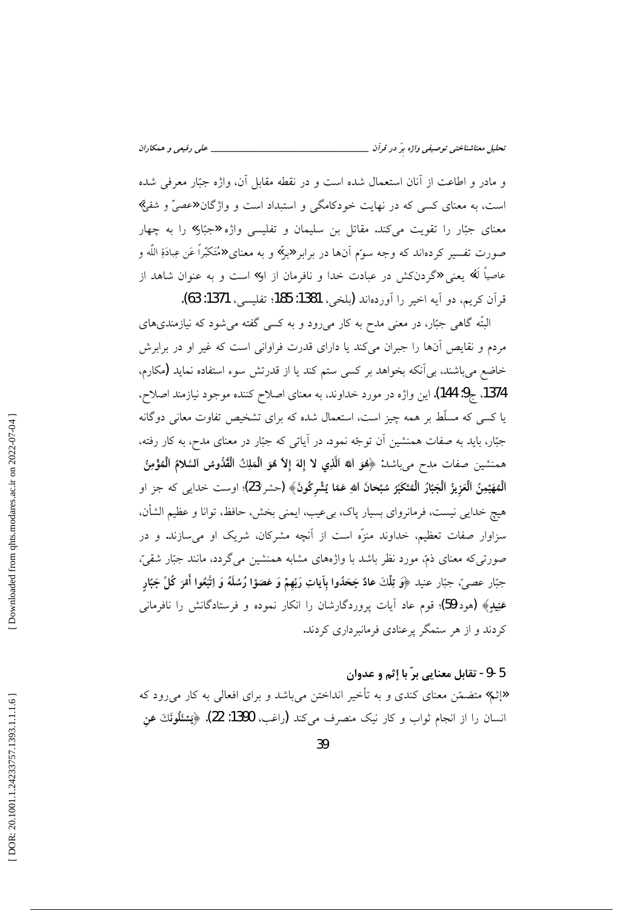و مادر و اطاعت از آنان استعمال شده است و در نقطه مقابل آن، واژه جبّار معرفی شده است، به معنای کسی که در نهایت خودکامگی و استبداد است و واژگان«عصیّ و شقیّ» معنای جبّار را تقویت می‌کند. مقاتل بن سلیمان و تفلیسی واژه«جبّار» را به چهار صورت تفسیر کرده‌اند که وجه سوّم آن‌ها در برابر«برّ» و به معنای«مُتَکَبّراً عَن عِبادَةِ اللّه و عاصیاً لَهُ» یعنی «گردن‌کش در عبادت خدا و نافرمان از او» است و به عنوان شاهد از قرآن کریم، دو آیه اخیر را آورده‌اند (بلخی، 1381: 185؛ تفلیسی، 1371: 63).

البتّه گاهی جبّار، در معنی مدح به کار می‌رود و به کسی گفته می‌شود که نیازمندی‌های مردم و نقایص آن‌ها را جبران می‌کند یا دارای قدرت فراوانی است که غیر او در برابرش خاضع می‌باشند، بی‌آنکه بخواهد بر کسی ستم کند یا از قدرتش سوء استفاده نماید (مکارم، 1374، ج9: 144). این واژه در مورد خداوند، به معنای اصلاح کننده موجود نیازمند اصلاح، یا کسی که مسلّط بر همه چیز است، استعمال شده که برای تشخیص تفاوت معانی دوگانه جبّار، باید به صفات همنشین آن توجّه نمود. در آیاتی که جبّار در معنای مدح، به کار رفته، همنشین صفات مدح می‌باشد: ﴿هُوَ اللّٰهُ الَّذِي لا إِلٰهَ إِلاّ هُوَ الْمَلِكُ الْقُدُّوسُ السَّلامُ الْمُؤْمِنُ الْمُهَيْمِنُ الْعَزِيزُ الْجَبّارُ الْمُتَكَبِّرُ سُبْحانَ اللّٰهِ عَمّا يُشْرِكُونَ﴾ (حشر/23)؛ اوست خدایی که جز او هیچ خدایی نیست، فرمانروای بسیار پاک، بی‌عیب، ایمنی بخش، حافظ، توانا و عظیم الشأن، سزاوار صفات تعظیم، خداوند منزّه است از آنچه مشرکان، شریک او می‌سازند. و در صورتی‌که معنای ذمّ، مورد نظر باشد با واژه‌های مشابه همنشین می‌گردد، مانند جبّار شقیّ، جبّار عصیّ، جبّار عنید ﴿وَ تِلْكَ عادٌ جَحَدُوا بِآياتِ رَبِّهِمْ وَ عَصَوْا رُسُلَهُ وَ اتَّبَعُوا أَمْرَ كُلِّ جَبّارٍ عَنِيدٍ﴾ (هود/59)؛ قوم عاد آیات پروردگارشان را انکار نموده و فرستادگانش را نافرمانی کردند و از هر ستمگر پرعنادی فرمانبرداری کردند.

### 5-9- تقابل معنایی برّ با إثم و عدوان

«إثم» متضمّن معنای کندی و به تأخیر انداختن می‌باشد و برای افعالی به کار می‌رود که انسان را از انجام ثواب و کار نیک منصرف می‌کند (راغب، 1390: 22). ﴿يَسْئَلُونَكَ عَنِ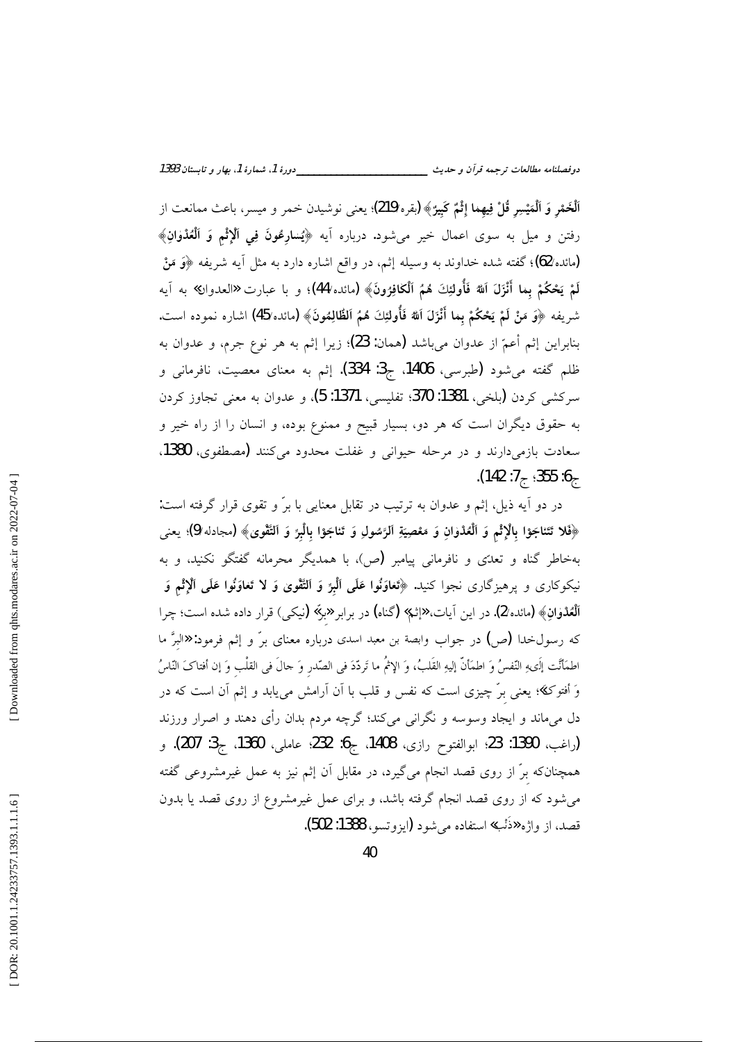﴿الْخَمْرِ وَ الْمَيْسِرِ قُلْ فِيهِما إِثْمٌ كَبِيرٌ﴾ (بقره/219)؛ یعنی نوشیدن خمر و میسر، باعث ممانعت از رفتن و میل به سوی اعمال خیر می‌شود. درباره آیه ﴿يُسارِعُونَ فِي الْإِثْمِ وَ الْعُدْوانِ﴾ (مائده/62)؛ گفته شده خداوند به وسیله إثم، در واقع اشاره دارد به مثل آیه شریفه ﴿وَ مَنْ لَمْ يَحْكُمْ بِما أَنْزَلَ اللَّهُ فَأُولئِكَ هُمُ الْكافِرُونَ﴾ (مائده/44)؛ و با عبارت «العدوان» به آیه شریفه ﴿وَ مَنْ لَمْ يَحْكُمْ بِما أَنْزَلَ اللَّهُ فَأُولئِكَ هُمُ الظَّالِمُونَ﴾ (مائده/45) اشاره نموده است. بنابراین إثم أعمّ از عدوان می‌باشد (همان: 23)؛ زیرا إثم به هر نوع جرم، و عدوان به ظلم گفته می‌شود (طبرسی، 1406، ج3: 334). إثم به معنای معصیت، نافرمانی و سرکشی کردن (بلخی، 1381: 370؛ تفلیسی، 1371: 5)، و عدوان به معنی تجاوز کردن به حقوق دیگران است که هر دو، بسیار قبیح و ممنوع بوده، و انسان را از راه خیر و سعادت بازمی‌دارند و در مرحله حیوانی و غفلت محدود می‌کنند (مصطفوی، 1380، ج6: 355؛ ج7: 142).

در دو آیه ذیل، إثم و عدوان به ترتیب در تقابل معنایی با برّ و تقوی قرار گرفته است: ﴿فَلا تَتَناجَوْا بِالْإِثْمِ وَ الْعُدْوانِ وَ مَعْصِيَةِ الرَّسُولِ وَ تَناجَوْا بِالْبِرِّ وَ التَّقْوى﴾ (مجادله/9)؛ یعنی به‌خاطر گناه و تعدّی و نافرمانی پیامبر (ص)، با همدیگر محرمانه گفتگو نکنید، و به نیکوکاری و پرهیزگاری نجوا کنید. ﴿تَعاوَنُوا عَلَى الْبِرِّ وَ التَّقْوى وَ لا تَعاوَنُوا عَلَى الْإِثْمِ وَ الْعُدْوانِ﴾ (مائده/2). در این آیات، «إثم» (گناه) در برابر «برّ» (نیکی) قرار داده شده است؛ چرا که رسول‌خدا (ص) در جواب وابصة بن معبد اسدی درباره معنای برّ و إثم فرمود: «البِرُّ ما اطمَأنَّت إلَيهِ النّفسُ وَ اطمَأنّ إليهِ القَلبُ، وَ الإثمُ ما تَرَدّدَ فى الصّدرِ وَ جالَ فى القلْبِ وَ إن أفتاكَ النّاسُ وَ أفتوكَ»؛ یعنی برّ چیزی است که نفس و قلب با آن آرامش می‌یابد و إثم آن است که در دل می‌ماند و ایجاد وسوسه و نگرانی می‌کند؛ گرچه مردم بدان رأی دهند و اصرار ورزند (راغب، 1390: 23؛ ابوالفتوح رازی، 1408، ج6: 232؛ عاملی، 1360، ج3: 207). و همچنان‌که برّ از روی قصد انجام می‌گیرد، در مقابل آن إثم نیز به عمل غیرمشروعی گفته می‌شود که از روی قصد انجام گرفته باشد، و برای عمل غیرمشروع از روی قصد یا بدون قصد، از واژه «ذَنب» استفاده می‌شود (ایزوتسو، 1388: 502).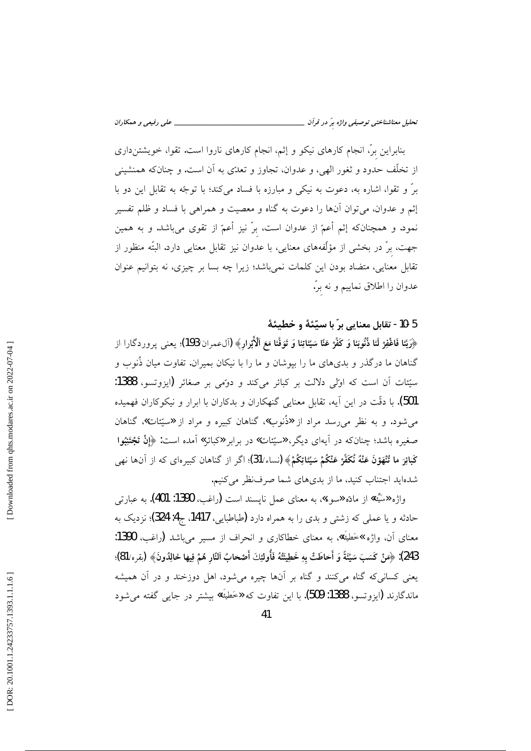بنابراین برّ، انجام کارهای نیکو و إثم، انجام کارهای ناروا است. تقوا، خویشتن‌داری از تخلّف حدود و ثغور الهی، و عدوان، تجاوز و تعدّی به آن است. و چنان‌که همنشینی برّ و تقوا، اشاره به، دعوت به نیکی و مبارزه با فساد می‌کند؛ با توجّه به تقابل این دو با إثم و عدوان، می‌توان آن‌ها را دعوت به گناه و معصیت و همراهی با فساد و ظلم تفسیر نمود. و همچنان‌که إثم أعمّ از عدوان است، برّ نیز أعمّ از تقوی می‌باشد. و به همین جهت، برّ در بخشی از مؤلّفه‌های معنایی، با عدوان نیز تقابل معنایی دارد. البتّه منظور از تقابل معنایی، متضاد بودن این کلمات نمی‌باشد؛ زیرا چه بسا بر چیزی، نه بتوانیم عنوان عدوان را اطلاق نماییم و نه برّ.

### 5-10- تقابل معنایی برّ با سیّئة و خطیئة

﴿**رَبَّنا فَاغْفِرْ لَنا ذُنُوبَنا وَ كَفِّرْ عَنَّا سَيِّئاتِنا وَ تَوَفَّنا مَعَ الْأَبْرارِ**﴾ (آل‌عمران/193)؛ یعنی پروردگارا از گناهان ما درگذر و بدی‌های ما را بپوشان و ما را با نیکان بمیران. تفاوت میان ذُنوب و سیّئات آن است که اوّلی دلالت بر کبائر می‌کند و دوّمی بر صغائر (ایزوتسو، 1388: 501). با دقّت در این آیه، تقابل معنایی گنهکاران و بدکاران با ابرار و نیکوکاران فهمیده می‌شود. و به نظر می‌رسد مراد از «ذُنوب»، گناهان کبیره و مراد از «سیّئات»، گناهان صغیره باشد؛ چنان‌که در آیه‌ای دیگر، «سیّئات» در برابر «کبائر» آمده است: ﴿**إِنْ تَجْتَنِبُوا كَبائِرَ ما تُنْهَوْنَ عَنْهُ نُكَفِّرْ عَنْكُمْ سَيِّئاتِكُمْ**﴾ (نساء/31)؛ اگر از گناهان کبیره‌ای که از آن‌ها نهی شده‌اید اجتناب کنید، ما از بدی‌های شما صرف‌نظر می‌کنیم.

واژه «سَیِّئة» از مادّه «سوء»، به معنای عمل ناپسند است (راغب، 1390: 401). به عبارتی حادثه و یا عملی که زشتی و بدی را به همراه دارد (طباطبایی، 1417، ج4: 324)؛ نزدیک به معنای آن، واژه «خَطیئَة»، به معنای خطاکاری و انحراف از مسیر می‌باشد (راغب، 1390: 243)؛ ﴿**مَنْ كَسَبَ سَيِّئَةً وَ أَحاطَتْ بِهِ خَطِيئَتُهُ فَأُولئِكَ أَصْحابُ النَّارِ هُمْ فِيها خالِدُونَ**﴾ (بقره/81)؛ یعنی کسانی‌که گناه می‌کنند و گناه بر آن‌ها چیره می‌شود، اهل دوزخند و در آن همیشه ماندگارند (ایزوتسو، 1388: 509). با این تفاوت که «خَطیئَة» بیشتر در جایی گفته می‌شود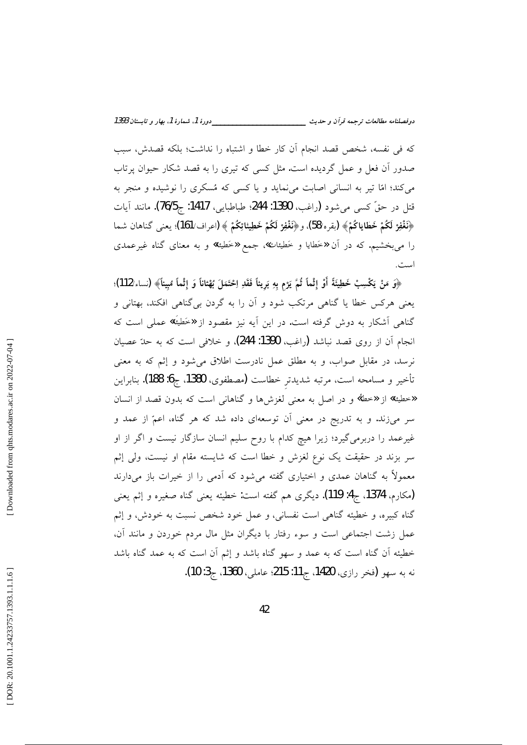که فی نفسه، شخص قصد انجام آن کار خطا و اشتباه را نداشت؛ بلکه قصدش، سبب صدور آن فعل و عمل گردیده است. مثل کسی که تیری را به قصد شکار حیوان پرتاب می‌کند؛ امّا تیر به انسانی اصابت می‌نماید و یا کسی که مُسکری را نوشیده و منجر به قتل در حقّ کسی می‌شود (راغب، 1390: 244؛ طباطبایی، 1417: ج5/76). مانند آیات ﴿نَغْفِرْ لَكُمْ خَطَایاكُمْ﴾ (بقره/58)، و﴿نَغْفِرْ لَكُمْ خَطِیئاتِكُمْ ﴾ (اعراف/161)؛ یعنی گناهان شما را می‌بخشیم. که در آن «خَطایا و خَطیئات»، جمع «خَطیئة» و به معنای گناه غیرعمدی است.

﴿وَ مَنْ یَكْسِبْ خَطِیئَةً أَوْ إِثْماً ثُمَّ یَرْمِ بِهِ بَرِیئاً فَقَدِ احْتَمَلَ بُهْتاناً وَ إِثْماً مُبِیناً﴾ (نساء/112)؛ یعنی هرکس خطا یا گناهی مرتکب شود و آن را به گردن بی‌گناهی افکند، بهتانی و گناهی آشکار به دوش گرفته است. در این آیه نیز مقصود از «خَطیئَة» عملی است که انجام آن از روی قصد نباشد (راغب، 1390: 244)، و خلافی است که به حدّ عصیان نرسد، در مقابل صواب، و به مطلق عمل نادرست اطلاق می‌شود و إثم که به معنی تأخیر و مسامحه است، مرتبه شدیدترِ خطاست (مصطفوی، 1380، ج6: 188). بنابراین «خطیئة» از «خطأ» و در اصل به معنی لغزش‌ها و گناهانی است که بدون قصد از انسان سر می‌زند. و به تدریج در معنی آن توسعه‌ای داده شد که هر گناه، اعمّ از عمد و غیرعمد را دربرمی‌گیرد؛ زیرا هیچ کدام با روح سلیم انسان سازگار نیست و اگر از او سر بزند در حقیقت یک نوع لغزش و خطا است که شایسته مقام او نیست، ولی إثم معمولاً به گناهان عمدی و اختیاری گفته می‌شود که آدمی را از خیرات باز می‌دارند (مکارم، 1374، ج4: 119). دیگری هم گفته است: خطیئه یعنی گناه صغیره و إثم یعنی گناه کبیره، و خطیئه گناهی است نفسانی، و عمل خود شخص نسبت به خودش، و إثم عمل زشت اجتماعی است و سوء رفتار با دیگران مثل مال مردم خوردن و مانند آن، خطیئه آن گناه است که به عمد و سهو گناه باشد و إثم آن است که به عمد گناه باشد نه به سهو (فخر رازی، 1420، ج11: 215؛ عاملی، 1360، ج3: 10).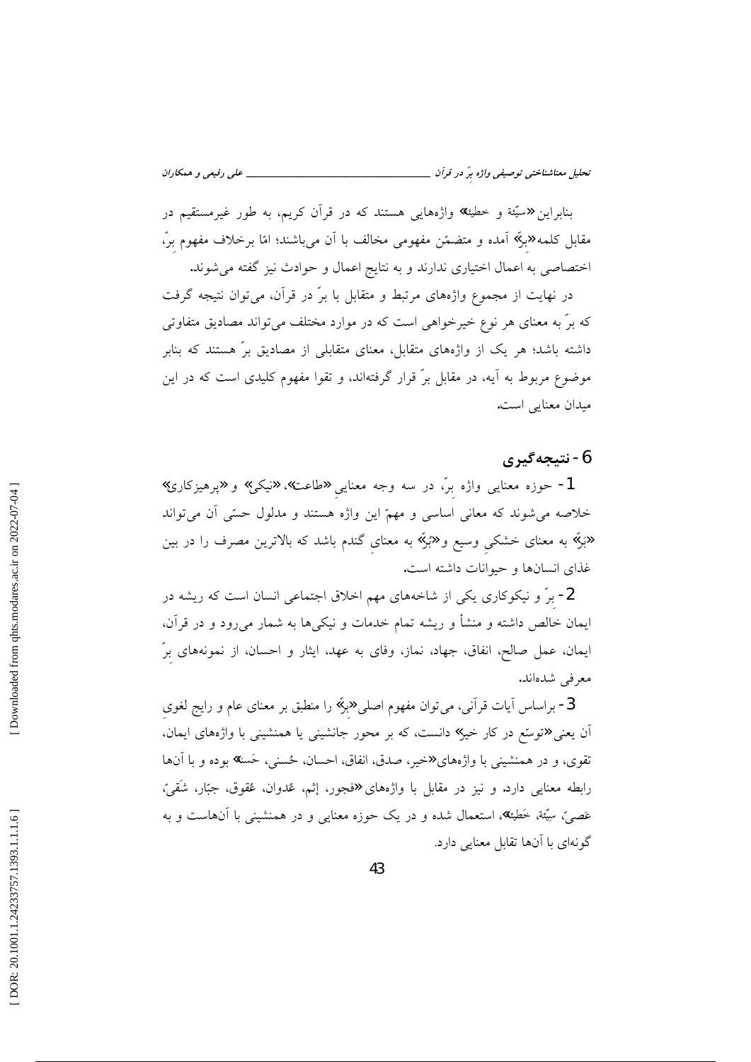بنابراین «سیّئة و خطیئة» واژه‌هایی هستند که در قرآن کریم، به طور غیرمستقیم در مقابل کلمه «بِرّ» آمده و متضمّن مفهومی مخالف با آن می‌باشند؛ امّا برخلاف مفهوم برّ، اختصاصی به اعمال اختیاری ندارند و به نتایج اعمال و حوادث نیز گفته می‌شوند.

در نهایت از مجموع واژه‌های مرتبط و متقابل با برّ در قرآن، می‌توان نتیجه گرفت که برّ به معنای هر نوع خیرخواهی است که در موارد مختلف می‌تواند مصادیق متفاوتی داشته باشد؛ هر یک از واژه‌های متقابل، معنای متقابلی از مصادیق برّ هستند که بنابر موضوع مربوط به آیه، در مقابل برّ قرار گرفته‌اند، و تقوا مفهوم کلیدی است که در این میدان معنایی است.

## 6- نتیجه‌گیری

1- حوزه معنایی واژه برّ، در سه وجه معنایی «طاعت»، «نیکی» و «پرهیزکاری» خلاصه می‌شوند که معانی اساسی و مهمّ این واژه هستند و مدلول حسّی آن می‌تواند «بَرّ» به معنای خشکیِ وسیع و «بُرّ» به معنای گندم باشد که بالاترین مصرف را در بین غذای انسان‌ها و حیوانات داشته است.

2- برّ و نیکوکاری یکی از شاخه‌های مهم اخلاق اجتماعی انسان است که ریشه در ایمان خالص داشته و منشأ و ریشه تمام خدمات و نیکی‌ها به شمار می‌رود و در قرآن، ایمان، عمل صالح، انفاق، جهاد، نماز، وفای به عهد، ایثار و احسان، از نمونه‌های برّ معرفی شده‌اند.

3- براساس آیات قرآنی، می‌توان مفهوم اصلی «بِرّ» را منطبق بر معنای عام و رایج لغویِ آن یعنی «توسّع در کار خیر» دانست، که بر محور جانشینی یا همنشینی با واژه‌های ایمان، تقوی، و در همنشینی با واژه‌های «خیر، صدق، انفاق، احسان، حُسنی، حَسَنة» بوده و با آن‌ها رابطه معنایی دارد. و نیز در مقابل با واژه‌های «فجور، إثم، عُدوان، عُقوق، جبّار، شَقیّ، عَصیّ، سیّئة، خَطیئة»، استعمال شده و در یک حوزه معنایی و در همنشینی با آن‌هاست و به گونه‌ای با آن‌ها تقابل معنایی دارد.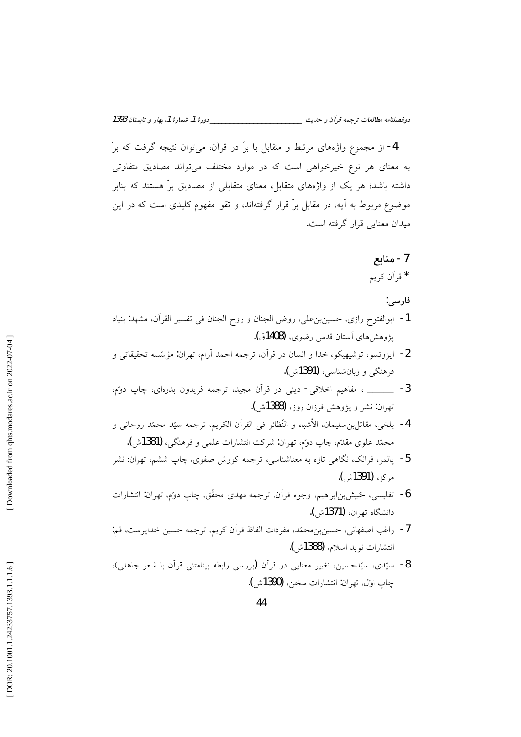4- از مجموع واژه‌های مرتبط و متقابل با برّ در قرآن، می‌توان نتیجه گرفت که برّ به معنای هر نوع خیرخواهی است که در موارد مختلف می‌تواند مصادیق متفاوتی داشته باشد؛ هر یک از واژه‌های متقابل، معنای متقابلی از مصادیق برّ هستند که بنابر موضوع مربوط به آیه، در مقابل برّ قرار گرفته‌اند، و تقوا مفهوم کلیدی است که در این میدان معنایی قرار گرفته است.

## 7- منابع

* قرآن کریم

**فارسی:**

1- ابوالفتوح رازی، حسین‌بن‌علی، روض الجنان و روح الجنان فی تفسیر القرآن، مشهد: بنیاد پژوهش‌های آستان قدس رضوی، (1408ق).

2- ایزوتسو، توشیهیکو، خدا و انسان در قرآن، ترجمه احمد آرام، تهران: مؤسّسه تحقیقاتی و فرهنگی و زبان‌شناسی، (1391ش).

3- ـــــــــ ، مفاهیم اخلاقی- دینی در قرآن مجید، ترجمه فریدون بدره‌ای، چاپ دوّم، تهران: نشر و پژوهش فرزان روز، (1388ش).

4- بلخی، مقاتل‌بن‌سلیمان، الأشباه و النّظائر فی القرآن الکریم، ترجمه سیّد محمّد روحانی و محمّد علوی مقدّم، چاپ دوّم، تهران: شرکت انتشارات علمی و فرهنگی، (1381ش).

5- پالمر، فرانک، نگاهی تازه به معناشناسی، ترجمه کورش صفوی، چاپ ششم، تهران: نشر مرکز، (1391ش).

6- تفلیسی، حُبیش‌بن‌ابراهیم، وجوه قرآن، ترجمه مهدی محقّق، چاپ دوّم، تهران: انتشارات دانشگاه تهران، (1371ش).

7- راغب اصفهانی، حسین‌بن‌محمّد، مفردات الفاظ قرآن کریم، ترجمه حسین خداپرست، قم: انتشارات نوید اسلام، (1388ش).

8- سیّدی، سیّدحسین، تغییر معنایی در قرآن (بررسی رابطه بینامتنی قرآن با شعر جاهلی)، چاپ اوّل، تهران: انتشارات سخن، (1390ش).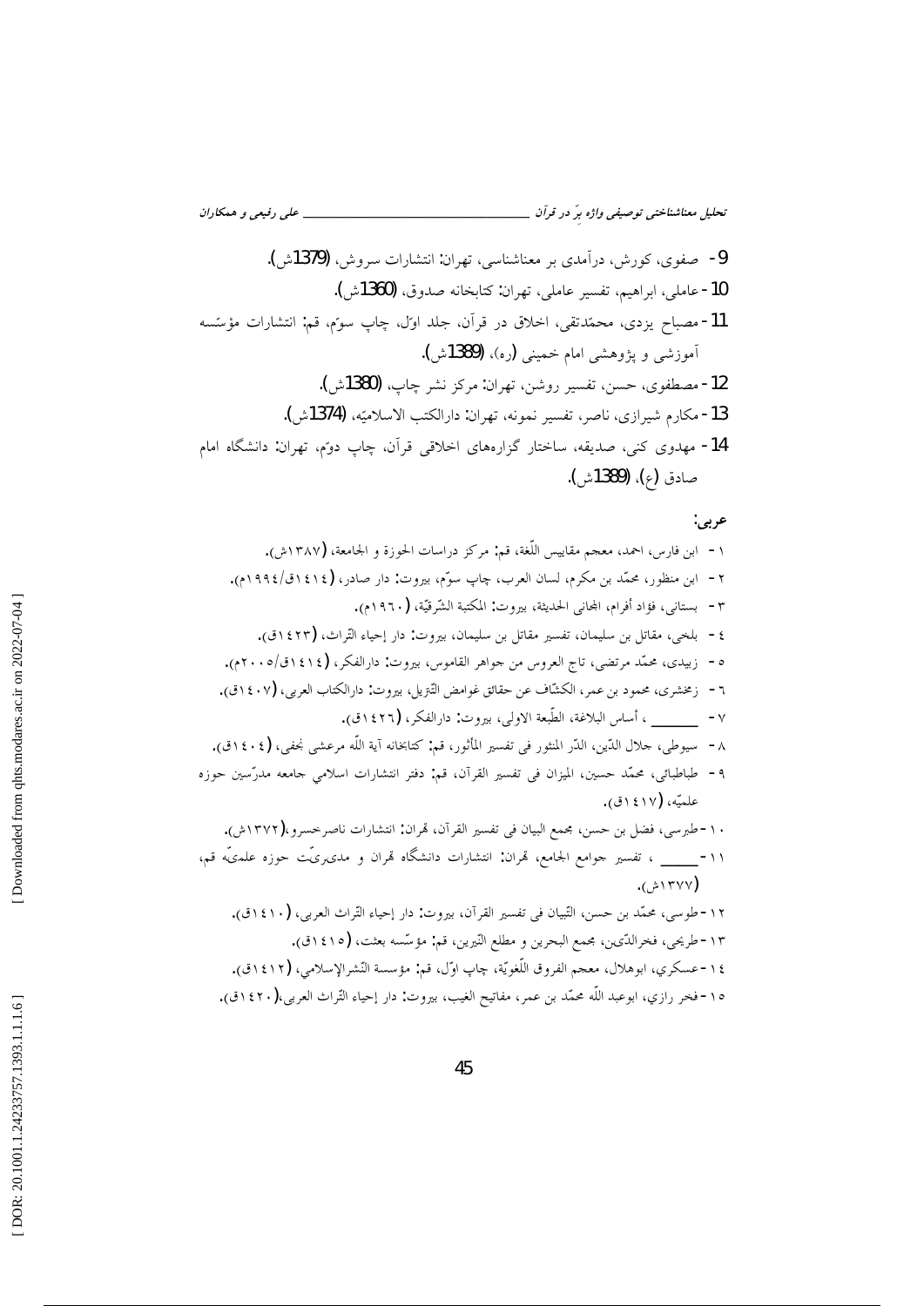9- صفوی، کورش، درآمدی بر معناشناسی، تهران: انتشارات سروش، (1379ش).

10- عاملی، ابراهیم، تفسیر عاملی، تهران: کتابخانه صدوق، (1360ش).

11- مصباح یزدی، محمّدتقی، اخلاق در قرآن، جلد اوّل، چاپ سوّم، قم: انتشارات مؤسّسه آموزشی و پژوهشی امام خمینی (ره)، (1389ش).

12- مصطفوی، حسن، تفسیر روشن، تهران: مرکز نشر چاپ، (1380ش).

13- مکارم شیرازی، ناصر، تفسیر نمونه، تهران: دارالکتب الاسلامیّه، (1374ش).

14- مهدوی کنی، صدیقه، ساختار گزاره‌های اخلاقی قرآن، چاپ دوّم، تهران: دانشگاه امام صادق (ع)، (1389ش).

**عربی:**

١ - ابن فارس، احمد، معجم مقاییس اللّغة، قم: مرکز دراسات الحوزة و الجامعة، (١٣٨٧ش).

٢ - ابن منظور، محمّد بن مکرم، لسان العرب، چاپ سوّم، بیروت: دار صادر، (١٤١٤ق/١٩٩٤م).

٣ - بستانی، فؤاد أفرام، المجانی الحدیثة، بیروت: المکتبة الشّرقیّة، (١٩٦٠م).

٤ - بلخی، مقاتل بن سلیمان، تفسیر مقاتل بن سلیمان، بیروت: دار إحیاء التّراث، (١٤٢٣ق).

٥ - زبیدی، محمّد مرتضی، تاج العروس من جواهر القاموس، بیروت: دارالفکر، (١٤١٤ق/٢٠٠٥م).

٦ - زمخشری، محمود بن عمر، الکشّاف عن حقائق غوامض التّنزیل، بیروت: دارالکتاب العربی، (١٤٠٧ق).

٧ - ______ ، أساس البلاغة، الطّبعة الاولی، بیروت: دارالفکر، (١٤٢٦ق).

٨ - سیوطی، جلال الدّین، الدّر المنثور فی تفسیر المأثور، قم: کتابخانه آیة اللّه مرعشی نجفی، (١٤٠٤ق).

٩ - طباطبائی، محمّد حسین، المیزان فی تفسیر القرآن، قم: دفتر انتشارات اسلامی جامعه مدرّسین حوزه علمیّه، (١٤١٧ق).

١٠ - طبرسی، فضل بن حسن، مجمع البیان فی تفسیر القرآن، تهران: انتشارات ناصرخسرو، (١٣٧٢ش).

١١ - ______ ، تفسیر جوامع الجامع، تهران: انتشارات دانشگاه تهران و مدیریّت حوزه علمیّه قم، (١٣٧٧ش).

١٢ - طوسی، محمّد بن حسن، التّبیان فی تفسیر القرآن، بیروت: دار إحیاء التّراث العربی، (١٤١٠ق).

١٣ - طریحی، فخرالدّین، مجمع البحرین و مطلع النّیرین، قم: مؤسّسه بعثت، (١٤١٥ق).

١٤ - عسکري، ابوهلال، معجم الفروق اللّغویّة، چاپ اوّل، قم: مؤسسة النّشرالإسلامي، (١٤١٢ق).

١٥ - فخر رازي، ابوعبد اللّه محمّد بن عمر، مفاتیح الغیب، بیروت: دار إحیاء التّراث العربی، (١٤٢٠ق).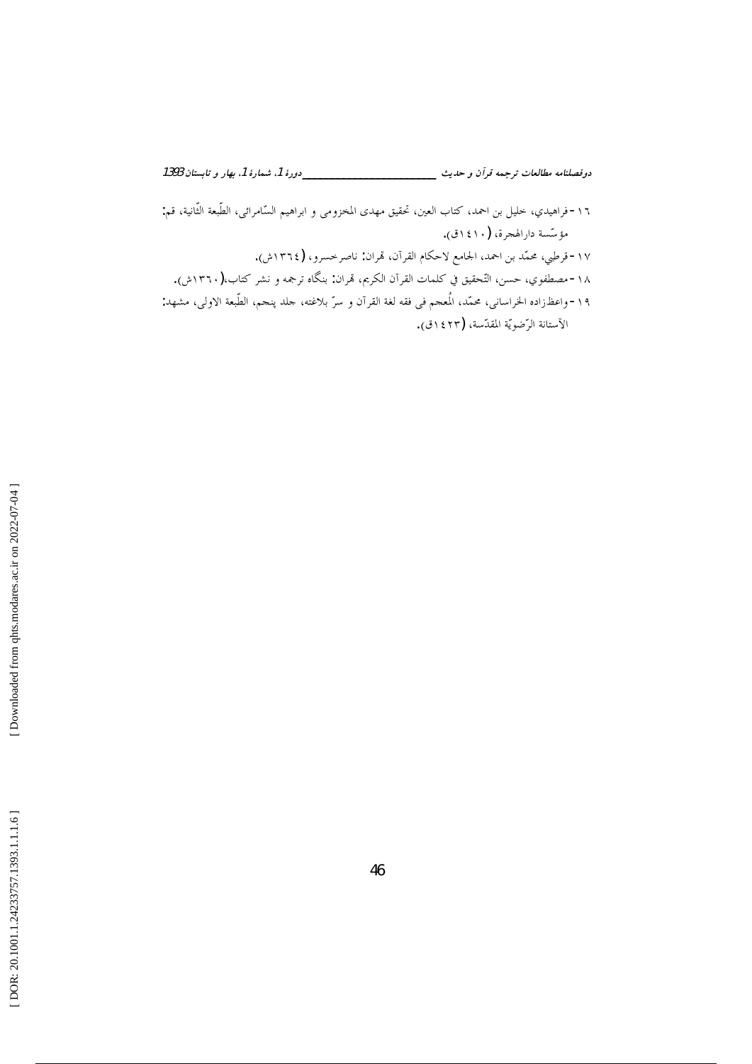١٦ -فراهيدي، خليل بن احمد، كتاب العين، تحقيق مهدى المخزومى و ابراهيم السّامرائى، الطّبعة الثّانية، قم: مؤسّسة دارالهجرة، (١٤١٠ق).

١٧ -قرطبي، محمّد بن احمد، الجامع لاحكام القرآن، تهران: ناصرخسرو، (١٣٦٤ش).

١٨ -مصطفوي، حسن، التّحقيق في كلمات القرآن الكريم، تهران: بنگاه ترجمه و نشر كتاب،(١٣٦٠ش).

١٩ -واعظزاده الخراسانى، محمّد، المُعجم فى فقه لغة القرآن و سرّ بلاغته، جلد پنجم، الطّبعة الاولى، مشهد: الآستانة الرّضويّة المقدّسة، (١٤٢٣ق).